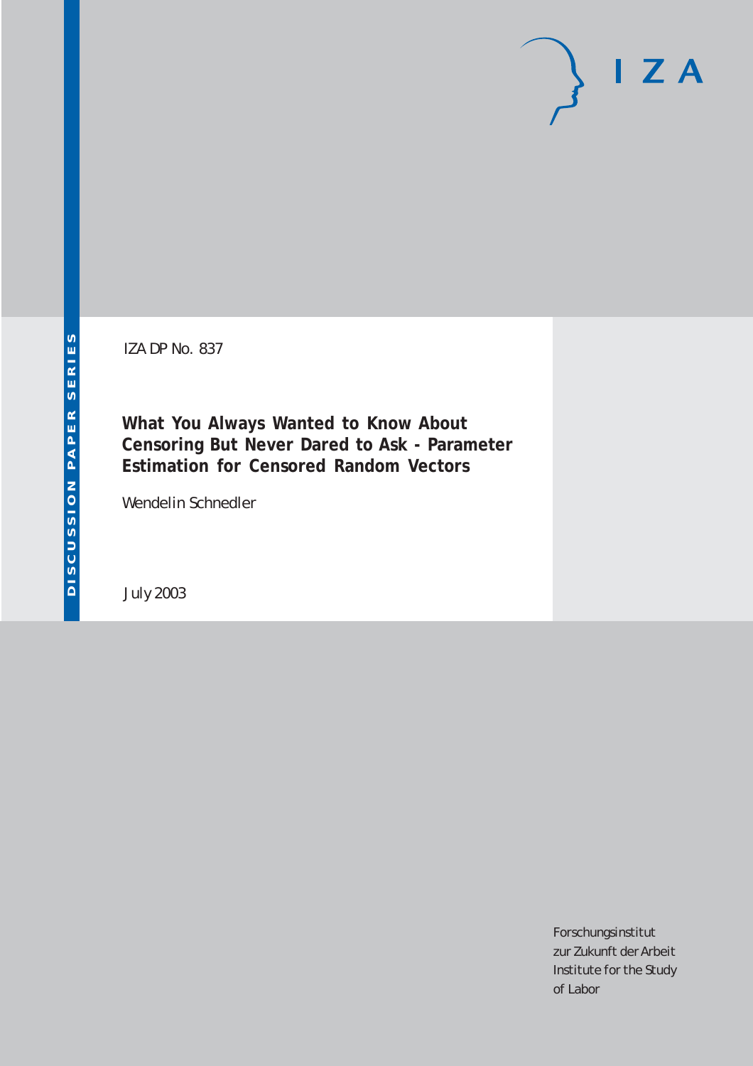IZA

DISCUSSION PAPER SERIES

IZA DP No. 837

# What You Always Wanted to Know About Censoring But Never Dared to Ask - Parameter Estimation for Censored Random Vectors

Wendelin Schnedler

July 2003

Forschungsinstitut
zur Zukunft der Arbeit
Institute for the Study
of Labor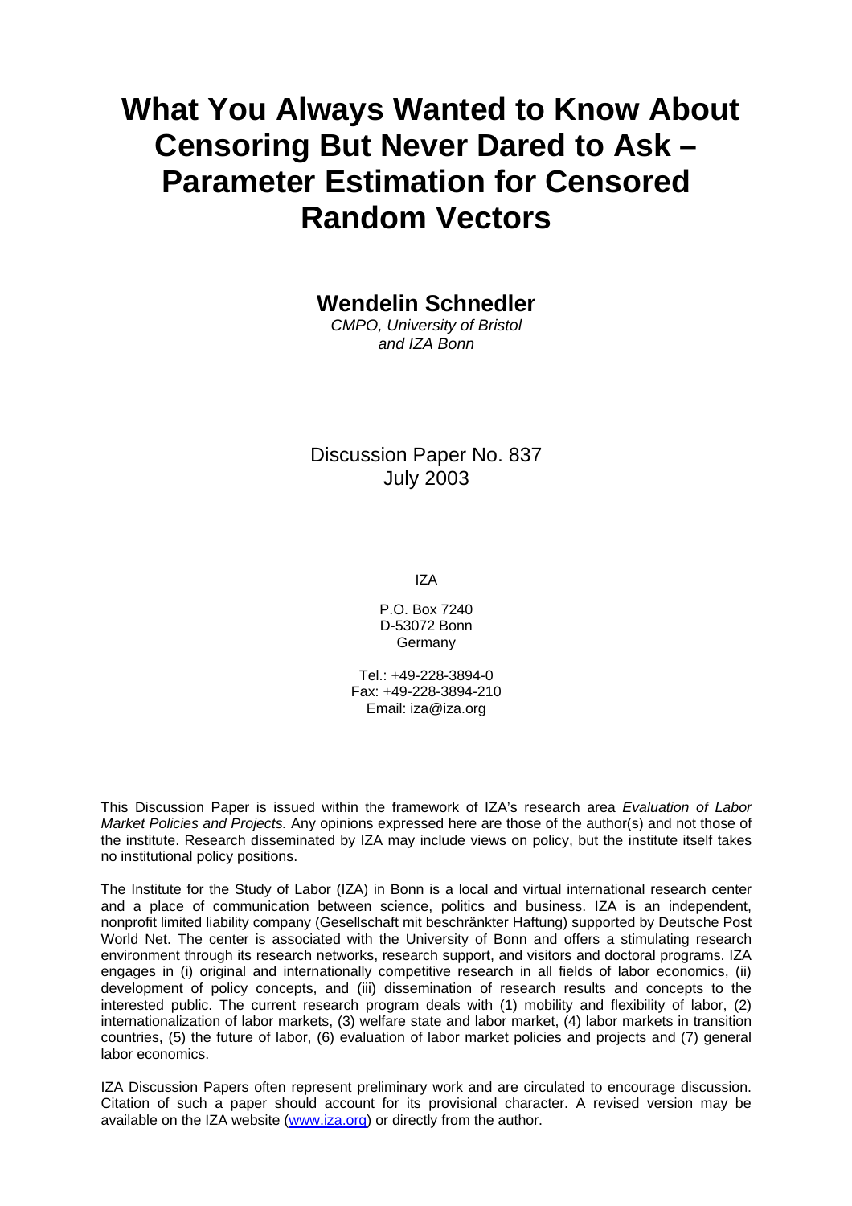# What You Always Wanted to Know About Censoring But Never Dared to Ask – Parameter Estimation for Censored Random Vectors

**Wendelin Schnedler**

*CMPO, University of Bristol and IZA Bonn*

Discussion Paper No. 837
July 2003

IZA

P.O. Box 7240
D-53072 Bonn
Germany

Tel.: +49-228-3894-0
Fax: +49-228-3894-210
Email: iza@iza.org

This Discussion Paper is issued within the framework of IZA's research area *Evaluation of Labor Market Policies and Projects.* Any opinions expressed here are those of the author(s) and not those of the institute. Research disseminated by IZA may include views on policy, but the institute itself takes no institutional policy positions.

The Institute for the Study of Labor (IZA) in Bonn is a local and virtual international research center and a place of communication between science, politics and business. IZA is an independent, nonprofit limited liability company (Gesellschaft mit beschränkter Haftung) supported by Deutsche Post World Net. The center is associated with the University of Bonn and offers a stimulating research environment through its research networks, research support, and visitors and doctoral programs. IZA engages in (i) original and internationally competitive research in all fields of labor economics, (ii) development of policy concepts, and (iii) dissemination of research results and concepts to the interested public. The current research program deals with (1) mobility and flexibility of labor, (2) internationalization of labor markets, (3) welfare state and labor market, (4) labor markets in transition countries, (5) the future of labor, (6) evaluation of labor market policies and projects and (7) general labor economics.

IZA Discussion Papers often represent preliminary work and are circulated to encourage discussion. Citation of such a paper should account for its provisional character. A revised version may be available on the IZA website (www.iza.org) or directly from the author.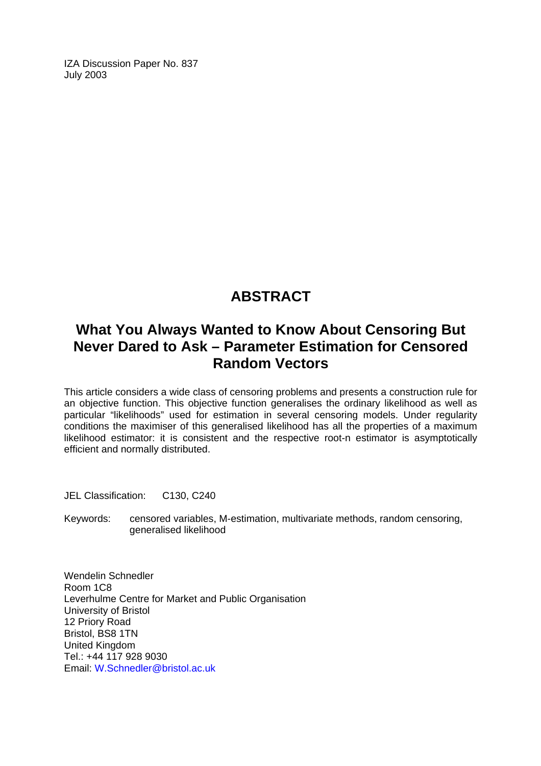IZA Discussion Paper No. 837
July 2003

# ABSTRACT

## What You Always Wanted to Know About Censoring But Never Dared to Ask – Parameter Estimation for Censored Random Vectors

This article considers a wide class of censoring problems and presents a construction rule for an objective function. This objective function generalises the ordinary likelihood as well as particular "likelihoods" used for estimation in several censoring models. Under regularity conditions the maximiser of this generalised likelihood has all the properties of a maximum likelihood estimator: it is consistent and the respective root-n estimator is asymptotically efficient and normally distributed.

JEL Classification: C130, C240

Keywords: censored variables, M-estimation, multivariate methods, random censoring, generalised likelihood

Wendelin Schnedler
Room 1C8
Leverhulme Centre for Market and Public Organisation
University of Bristol
12 Priory Road
Bristol, BS8 1TN
United Kingdom
Tel.: +44 117 928 9030
Email: W.Schnedler@bristol.ac.uk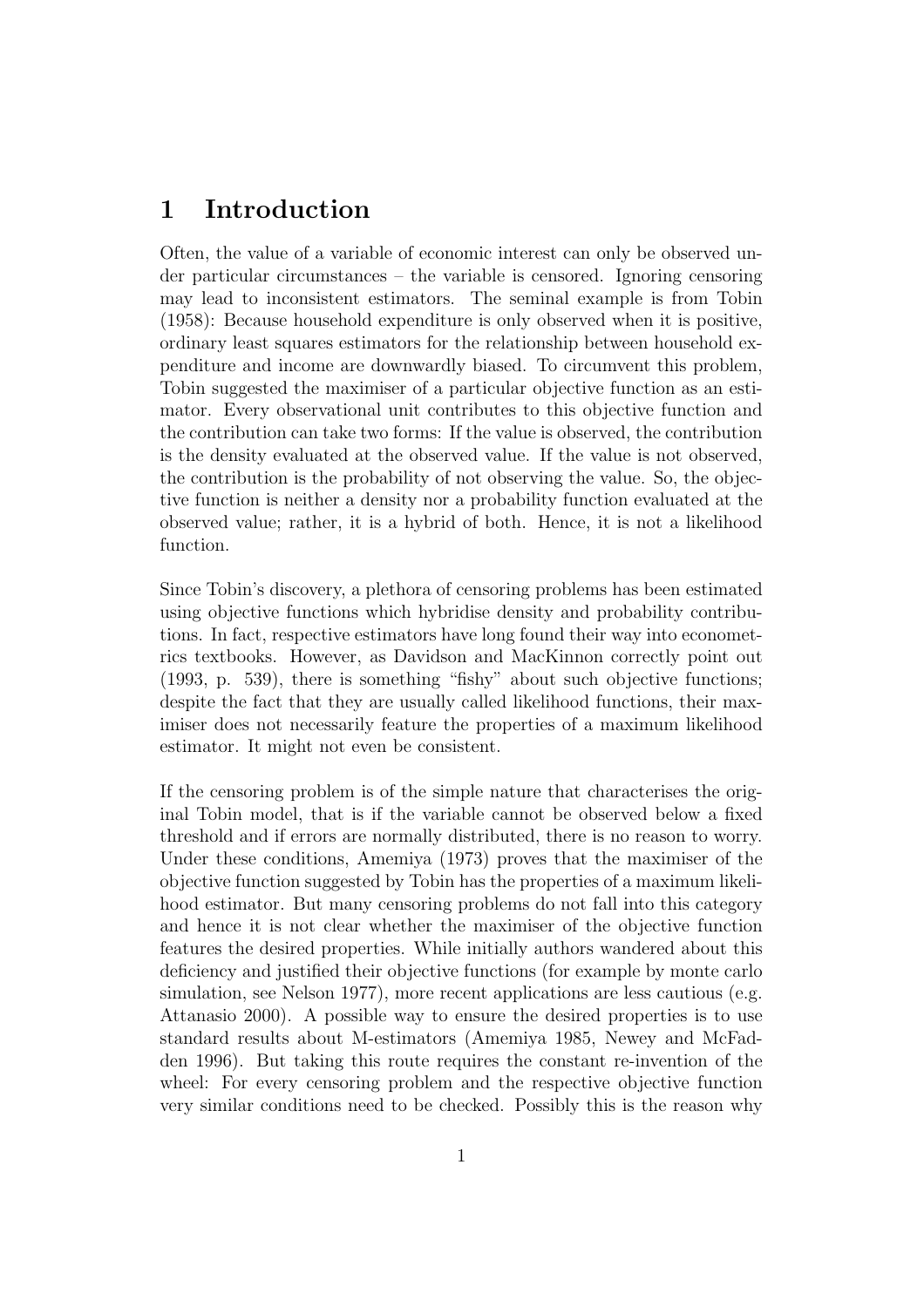# 1 Introduction

Often, the value of a variable of economic interest can only be observed under particular circumstances – the variable is censored. Ignoring censoring may lead to inconsistent estimators. The seminal example is from Tobin (1958): Because household expenditure is only observed when it is positive, ordinary least squares estimators for the relationship between household expenditure and income are downwardly biased. To circumvent this problem, Tobin suggested the maximiser of a particular objective function as an estimator. Every observational unit contributes to this objective function and the contribution can take two forms: If the value is observed, the contribution is the density evaluated at the observed value. If the value is not observed, the contribution is the probability of not observing the value. So, the objective function is neither a density nor a probability function evaluated at the observed value; rather, it is a hybrid of both. Hence, it is not a likelihood function.

Since Tobin's discovery, a plethora of censoring problems has been estimated using objective functions which hybridise density and probability contributions. In fact, respective estimators have long found their way into econometrics textbooks. However, as Davidson and MacKinnon correctly point out (1993, p. 539), there is something "fishy" about such objective functions; despite the fact that they are usually called likelihood functions, their maximiser does not necessarily feature the properties of a maximum likelihood estimator. It might not even be consistent.

If the censoring problem is of the simple nature that characterises the original Tobin model, that is if the variable cannot be observed below a fixed threshold and if errors are normally distributed, there is no reason to worry. Under these conditions, Amemiya (1973) proves that the maximiser of the objective function suggested by Tobin has the properties of a maximum likelihood estimator. But many censoring problems do not fall into this category and hence it is not clear whether the maximiser of the objective function features the desired properties. While initially authors wandered about this deficiency and justified their objective functions (for example by monte carlo simulation, see Nelson 1977), more recent applications are less cautious (e.g. Attanasio 2000). A possible way to ensure the desired properties is to use standard results about M-estimators (Amemiya 1985, Newey and McFadden 1996). But taking this route requires the constant re-invention of the wheel: For every censoring problem and the respective objective function very similar conditions need to be checked. Possibly this is the reason why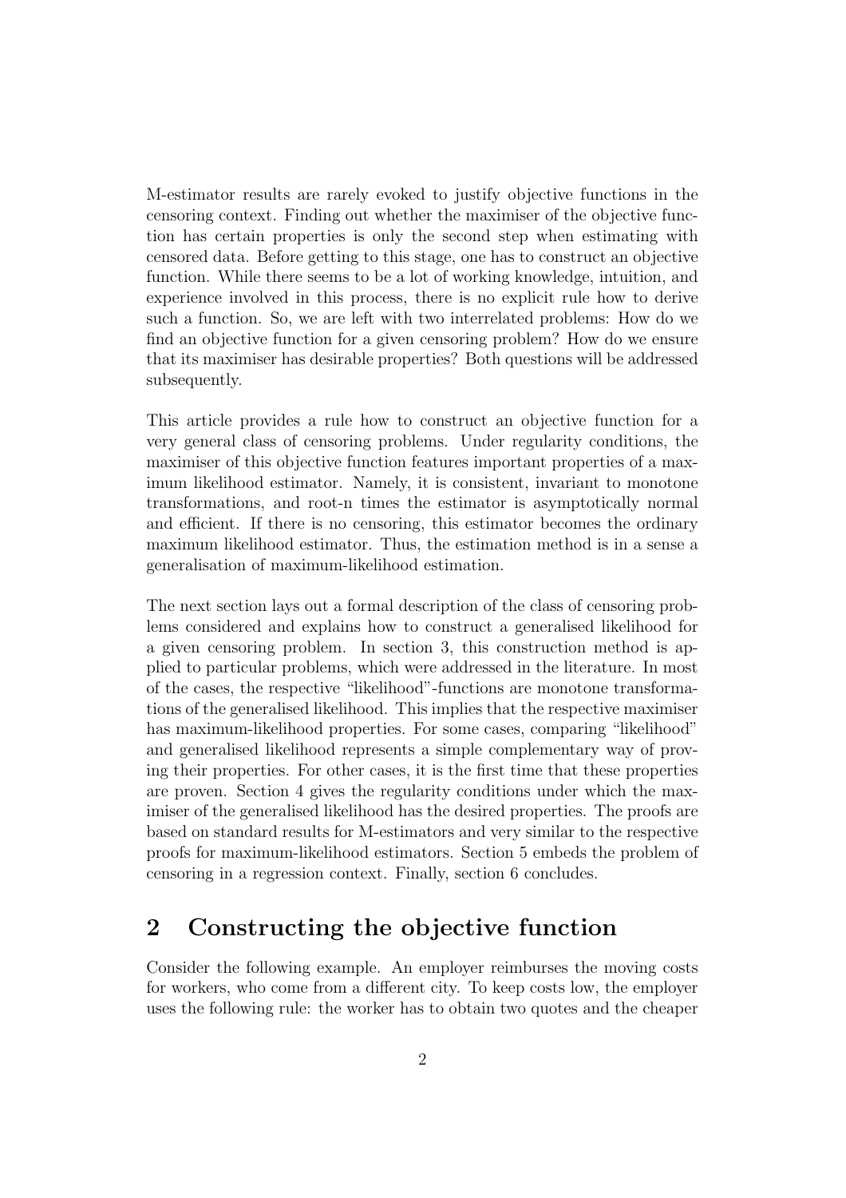M-estimator results are rarely evoked to justify objective functions in the censoring context. Finding out whether the maximiser of the objective function has certain properties is only the second step when estimating with censored data. Before getting to this stage, one has to construct an objective function. While there seems to be a lot of working knowledge, intuition, and experience involved in this process, there is no explicit rule how to derive such a function. So, we are left with two interrelated problems: How do we find an objective function for a given censoring problem? How do we ensure that its maximiser has desirable properties? Both questions will be addressed subsequently.

This article provides a rule how to construct an objective function for a very general class of censoring problems. Under regularity conditions, the maximiser of this objective function features important properties of a maximum likelihood estimator. Namely, it is consistent, invariant to monotone transformations, and root-n times the estimator is asymptotically normal and efficient. If there is no censoring, this estimator becomes the ordinary maximum likelihood estimator. Thus, the estimation method is in a sense a generalisation of maximum-likelihood estimation.

The next section lays out a formal description of the class of censoring problems considered and explains how to construct a generalised likelihood for a given censoring problem. In section 3, this construction method is applied to particular problems, which were addressed in the literature. In most of the cases, the respective "likelihood"-functions are monotone transformations of the generalised likelihood. This implies that the respective maximiser has maximum-likelihood properties. For some cases, comparing "likelihood" and generalised likelihood represents a simple complementary way of proving their properties. For other cases, it is the first time that these properties are proven. Section 4 gives the regularity conditions under which the maximiser of the generalised likelihood has the desired properties. The proofs are based on standard results for M-estimators and very similar to the respective proofs for maximum-likelihood estimators. Section 5 embeds the problem of censoring in a regression context. Finally, section 6 concludes.

## 2 Constructing the objective function

Consider the following example. An employer reimburses the moving costs for workers, who come from a different city. To keep costs low, the employer uses the following rule: the worker has to obtain two quotes and the cheaper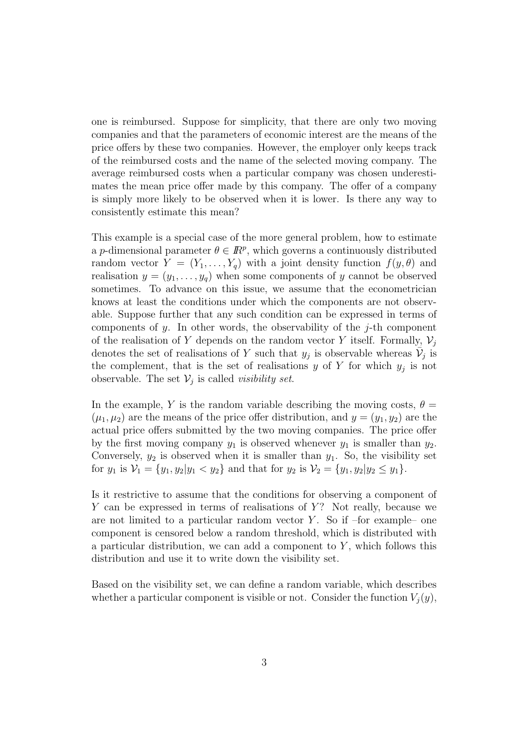one is reimbursed. Suppose for simplicity, that there are only two moving companies and that the parameters of economic interest are the means of the price offers by these two companies. However, the employer only keeps track of the reimbursed costs and the name of the selected moving company. The average reimbursed costs when a particular company was chosen underestimates the mean price offer made by this company. The offer of a company is simply more likely to be observed when it is lower. Is there any way to consistently estimate this mean?

This example is a special case of the more general problem, how to estimate a $p$-dimensional parameter $\theta \in I\!R^p$, which governs a continuously distributed random vector $Y = (Y_1, \ldots, Y_q)$ with a joint density function $f(y, \theta)$ and realisation $y = (y_1, \ldots, y_q)$ when some components of $y$ cannot be observed sometimes. To advance on this issue, we assume that the econometrician knows at least the conditions under which the components are not observable. Suppose further that any such condition can be expressed in terms of components of $y$. In other words, the observability of the $j$-th component of the realisation of $Y$ depends on the random vector $Y$ itself. Formally, $\mathcal{V}_j$ denotes the set of realisations of $Y$ such that $y_j$ is observable whereas $\bar{\mathcal{V}}_j$ is the complement, that is the set of realisations $y$ of $Y$ for which $y_j$ is not observable. The set $\mathcal{V}_j$ is called *visibility set*.

In the example, $Y$ is the random variable describing the moving costs, $\theta = (\mu_1, \mu_2)$ are the means of the price offer distribution, and $y = (y_1, y_2)$ are the actual price offers submitted by the two moving companies. The price offer by the first moving company $y_1$ is observed whenever $y_1$ is smaller than $y_2$. Conversely, $y_2$ is observed when it is smaller than $y_1$. So, the visibility set for $y_1$ is $\mathcal{V}_1 = \{y_1, y_2 | y_1 < y_2\}$ and that for $y_2$ is $\mathcal{V}_2 = \{y_1, y_2 | y_2 \leq y_1\}$.

Is it restrictive to assume that the conditions for observing a component of $Y$ can be expressed in terms of realisations of $Y$? Not really, because we are not limited to a particular random vector $Y$. So if –for example– one component is censored below a random threshold, which is distributed with a particular distribution, we can add a component to $Y$, which follows this distribution and use it to write down the visibility set.

Based on the visibility set, we can define a random variable, which describes whether a particular component is visible or not. Consider the function $V_j(y)$,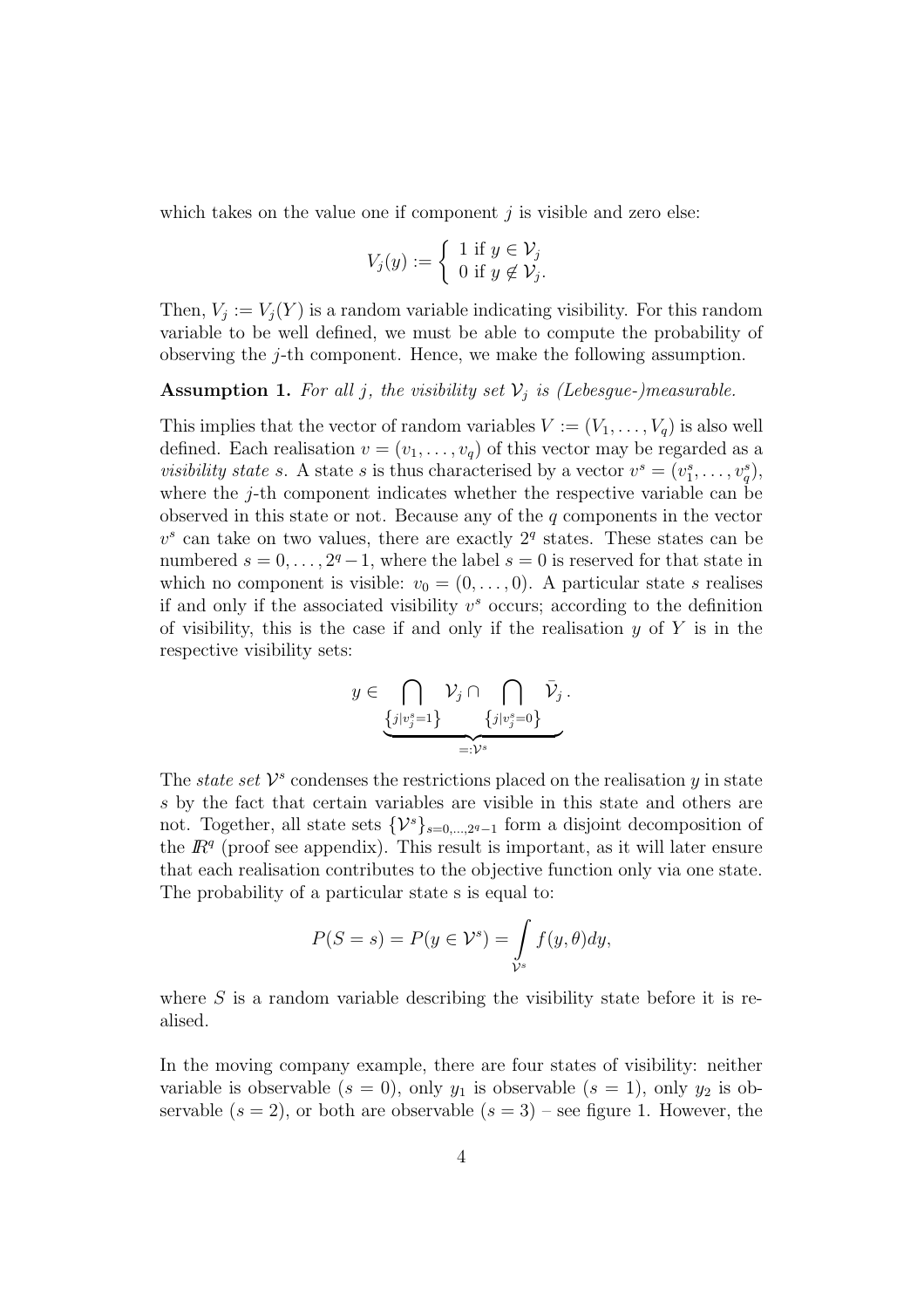which takes on the value one if component $j$ is visible and zero else:

$$V_j(y) := \left\{ \begin{array}{l} 1 \text{ if } y \in \mathcal{V}_j \\ 0 \text{ if } y \notin \mathcal{V}_j. \end{array} \right.$$

Then, $V_j := V_j(Y)$ is a random variable indicating visibility. For this random variable to be well defined, we must be able to compute the probability of observing the $j$-th component. Hence, we make the following assumption.

**Assumption 1.** *For all $j$, the visibility set $\mathcal{V}_j$ is (Lebesgue-)measurable.*

This implies that the vector of random variables $V := (V_1, \ldots, V_q)$ is also well defined. Each realisation $v = (v_1, \ldots, v_q)$ of this vector may be regarded as a *visibility state s*. A state $s$ is thus characterised by a vector $v^s = (v_1^s, \ldots, v_q^s)$, where the $j$-th component indicates whether the respective variable can be observed in this state or not. Because any of the $q$ components in the vector $v^s$ can take on two values, there are exactly $2^q$ states. These states can be numbered $s = 0, \ldots, 2^q - 1$, where the label $s = 0$ is reserved for that state in which no component is visible: $v_0 = (0, \ldots, 0)$. A particular state $s$ realises if and only if the associated visibility $v^s$ occurs; according to the definition of visibility, this is the case if and only if the realisation $y$ of $Y$ is in the respective visibility sets:

$$y \in \underbrace{\bigcap_{\left\{j | v_j^s = 1\right\}} \mathcal{V}_j \cap \bigcap_{\left\{j | v_j^s = 0\right\}} \bar{\mathcal{V}}_j}_{=: \mathcal{V}^s}.$$

The *state set* $\mathcal{V}^s$ condenses the restrictions placed on the realisation $y$ in state $s$ by the fact that certain variables are visible in this state and others are not. Together, all state sets $\{\mathcal{V}^s\}_{s=0,\ldots,2^q-1}$ form a disjoint decomposition of the $\mathbb{R}^q$ (proof see appendix). This result is important, as it will later ensure that each realisation contributes to the objective function only via one state. The probability of a particular state s is equal to:

$$P(S = s) = P(y \in \mathcal{V}^s) = \int_{\mathcal{V}^s} f(y, \theta) dy,$$

where $S$ is a random variable describing the visibility state before it is realised.

In the moving company example, there are four states of visibility: neither variable is observable ($s = 0$), only $y_1$ is observable ($s = 1$), only $y_2$ is observable ($s = 2$), or both are observable ($s = 3$) – see figure 1. However, the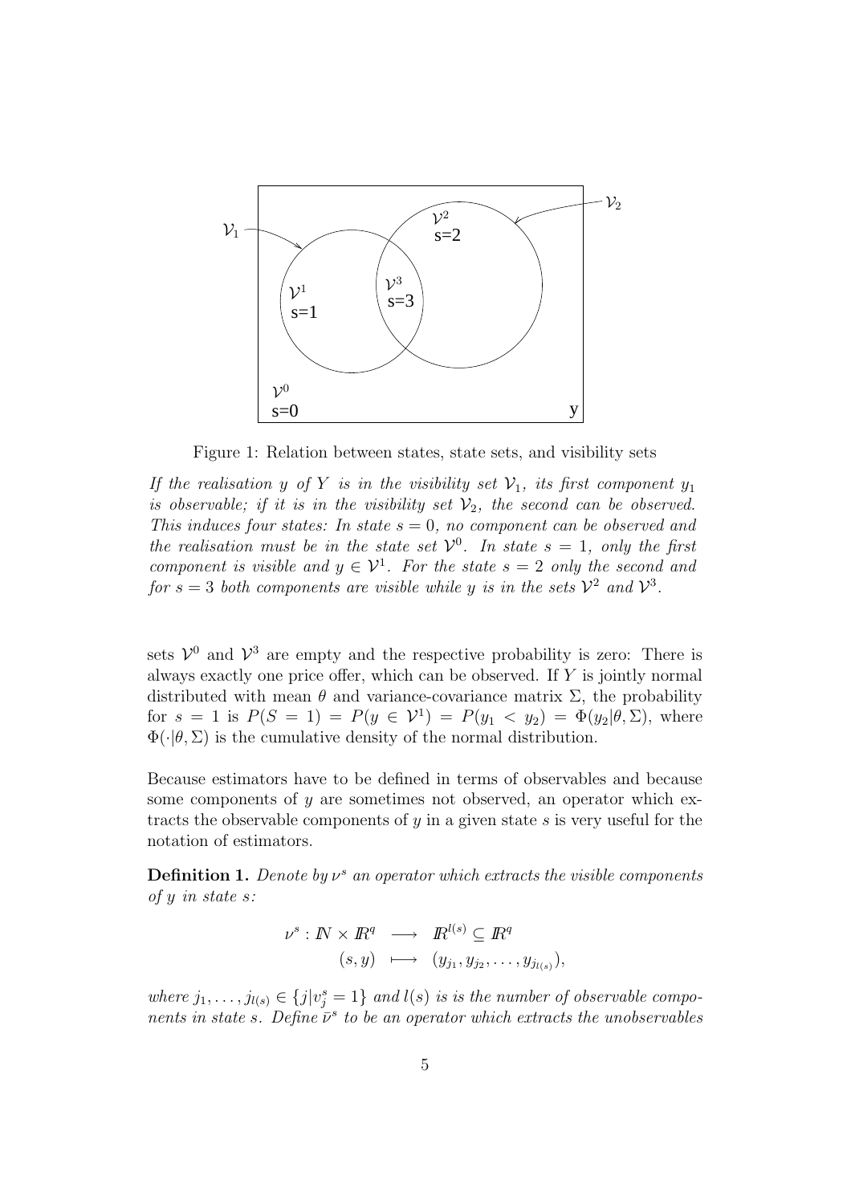Figure 1: Relation between states, state sets, and visibility sets

*If the realisation $y$ of $Y$ is in the visibility set $\mathcal{V}_1$, its first component $y_1$ is observable; if it is in the visibility set $\mathcal{V}_2$, the second can be observed. This induces four states: In state $s = 0$, no component can be observed and the realisation must be in the state set $\mathcal{V}^0$. In state $s = 1$, only the first component is visible and $y \in \mathcal{V}^1$. For the state $s = 2$ only the second and for $s = 3$ both components are visible while $y$ is in the sets $\mathcal{V}^2$ and $\mathcal{V}^3$.*

sets $\mathcal{V}^0$ and $\mathcal{V}^3$ are empty and the respective probability is zero: There is always exactly one price offer, which can be observed. If $Y$ is jointly normal distributed with mean $\theta$ and variance-covariance matrix $\Sigma$, the probability for $s = 1$ is $P(S = 1) = P(y \in \mathcal{V}^1) = P(y_1 < y_2) = \Phi(y_2|\theta, \Sigma)$, where $\Phi(\cdot|\theta, \Sigma)$ is the cumulative density of the normal distribution.

Because estimators have to be defined in terms of observables and because some components of $y$ are sometimes not observed, an operator which extracts the observable components of $y$ in a given state $s$ is very useful for the notation of estimators.

**Definition 1.** *Denote by $\nu^s$ an operator which extracts the visible components of $y$ in state $s$:*

$$\begin{aligned} \nu^s : \mathbb{N} \times \mathbb{R}^q &\longrightarrow \mathbb{R}^{l(s)} \subseteq \mathbb{R}^q \\ (s, y) &\longmapsto (y_{j_1}, y_{j_2}, \ldots, y_{j_{l(s)}}), \end{aligned}$$

*where $j_1, \ldots, j_{l(s)} \in \{j | v_j^s = 1\}$ and $l(s)$ is is the number of observable components in state $s$. Define $\bar{\nu}^s$ to be an operator which extracts the unobservables*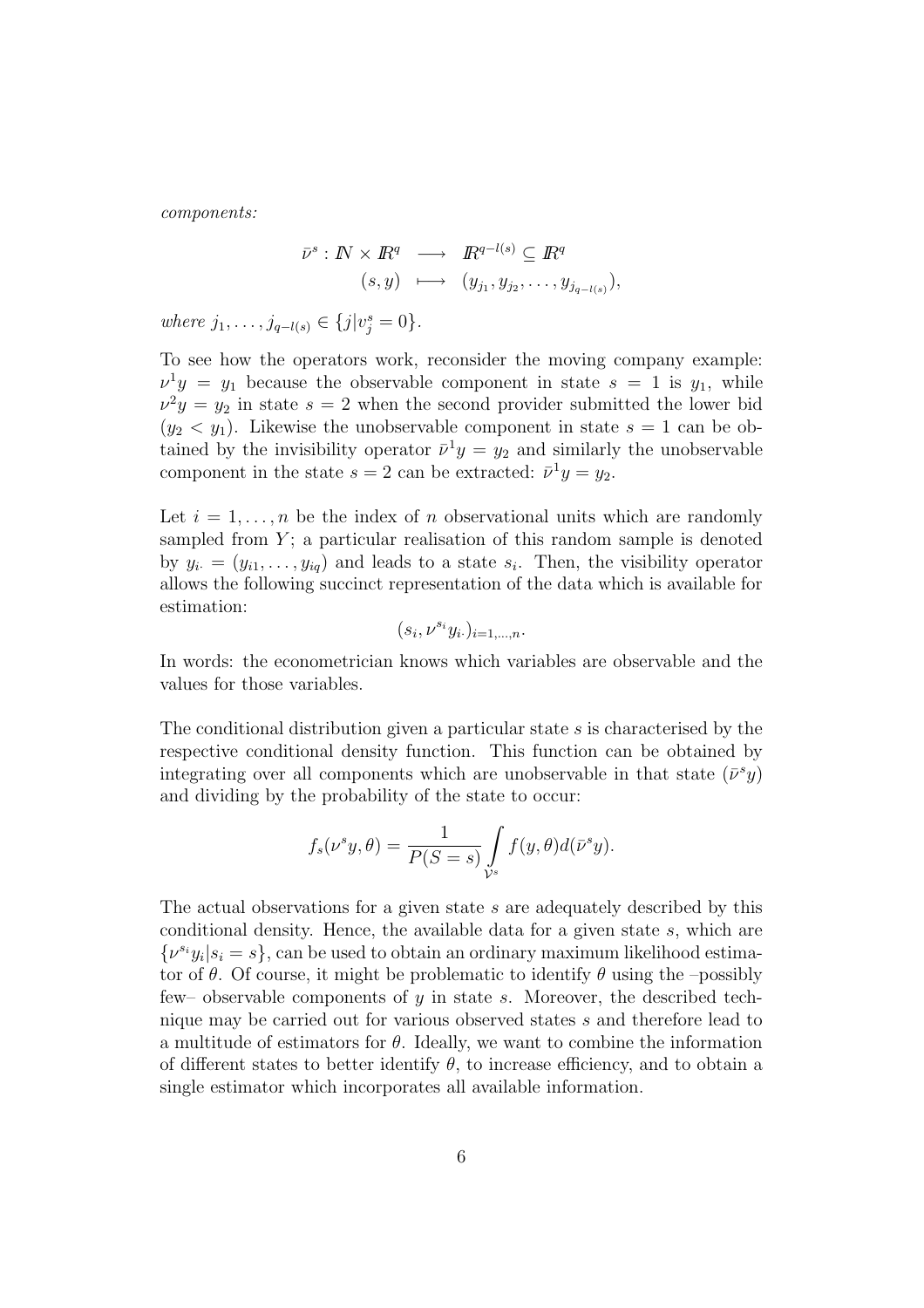*components:*

$$
\begin{aligned}
\bar{\nu}^s : I\!N \times I\!R^q &\longrightarrow I\!R^{q-l(s)} \subseteq I\!R^q \\
(s, y) &\longmapsto (y_{j_1}, y_{j_2}, \ldots, y_{j_{q-l(s)}}),
\end{aligned}
$$

*where* $j_1, \ldots, j_{q-l(s)} \in \{j | v_j^s = 0\}$.

To see how the operators work, reconsider the moving company example: $\nu^1 y = y_1$ because the observable component in state $s = 1$ is $y_1$, while $\nu^2 y = y_2$ in state $s = 2$ when the second provider submitted the lower bid ($y_2 < y_1$). Likewise the unobservable component in state $s = 1$ can be obtained by the invisibility operator $\bar{\nu}^1 y = y_2$ and similarly the unobservable component in the state $s = 2$ can be extracted: $\bar{\nu}^1 y = y_2$.

Let $i = 1, \ldots, n$ be the index of $n$ observational units which are randomly sampled from $Y$; a particular realisation of this random sample is denoted by $y_{i\cdot} = (y_{i1}, \ldots, y_{iq})$ and leads to a state $s_i$. Then, the visibility operator allows the following succinct representation of the data which is available for estimation:

$$
(s_i, \nu^{s_i} y_{i\cdot})_{i=1,\ldots,n}.
$$

In words: the econometrician knows which variables are observable and the values for those variables.

The conditional distribution given a particular state $s$ is characterised by the respective conditional density function. This function can be obtained by integrating over all components which are unobservable in that state ($\bar{\nu}^s y$) and dividing by the probability of the state to occur:

$$
f_s(\nu^s y, \theta) = \frac{1}{P(S = s)} \int_{\mathcal{V}^s} f(y, \theta) d(\bar{\nu}^s y).
$$

The actual observations for a given state $s$ are adequately described by this conditional density. Hence, the available data for a given state $s$, which are $\{\nu^{s_i} y_i | s_i = s\}$, can be used to obtain an ordinary maximum likelihood estimator of $\theta$. Of course, it might be problematic to identify $\theta$ using the –possibly few– observable components of $y$ in state $s$. Moreover, the described technique may be carried out for various observed states $s$ and therefore lead to a multitude of estimators for $\theta$. Ideally, we want to combine the information of different states to better identify $\theta$, to increase efficiency, and to obtain a single estimator which incorporates all available information.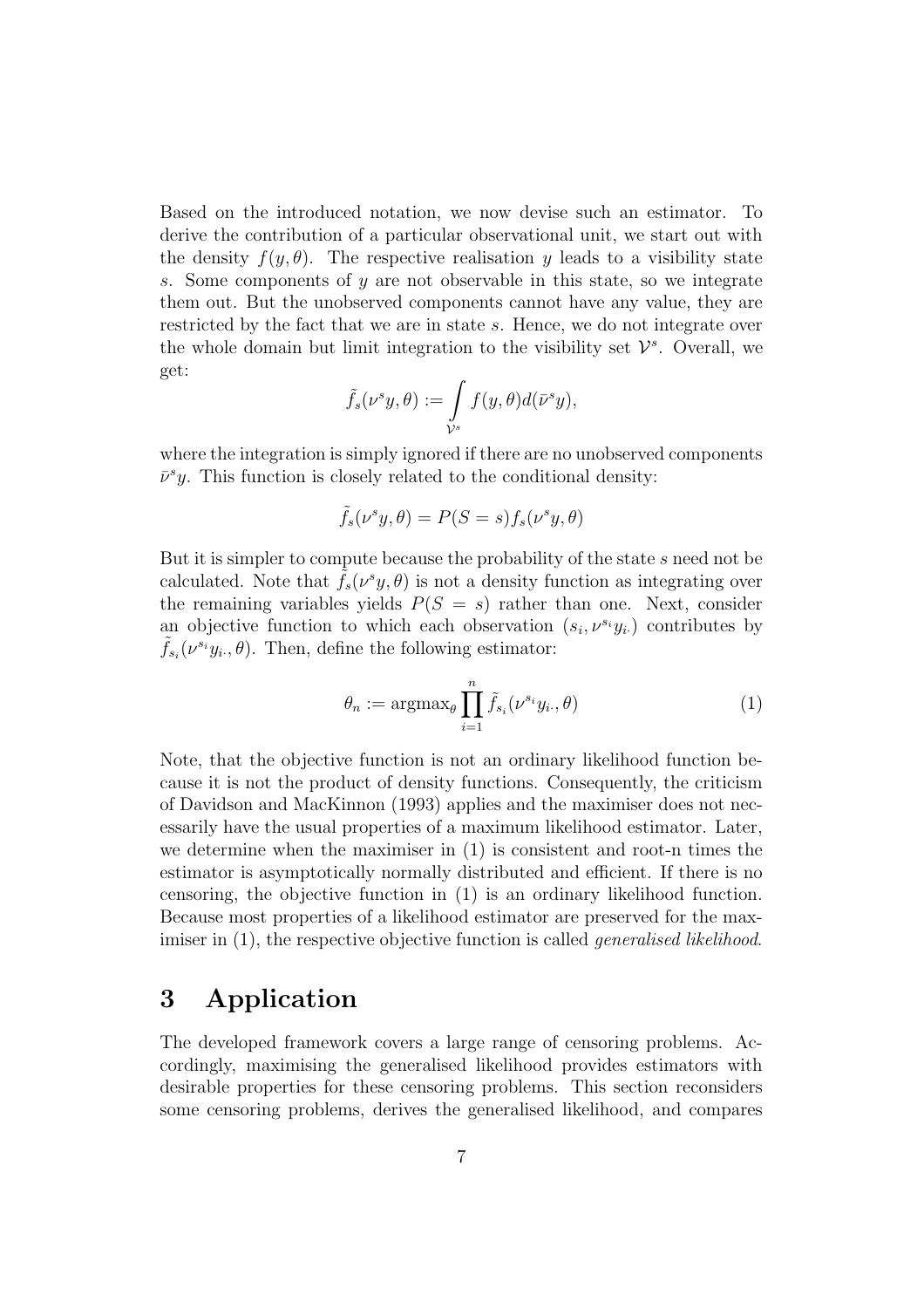Based on the introduced notation, we now devise such an estimator. To derive the contribution of a particular observational unit, we start out with the density $f(y, \theta)$. The respective realisation $y$ leads to a visibility state $s$. Some components of $y$ are not observable in this state, so we integrate them out. But the unobserved components cannot have any value, they are restricted by the fact that we are in state $s$. Hence, we do not integrate over the whole domain but limit integration to the visibility set $\mathcal{V}^s$. Overall, we get:

$$\tilde{f}_s(\nu^s y, \theta) := \int\limits_{\mathcal{V}^s} f(y, \theta) d(\bar{\nu}^s y),$$

where the integration is simply ignored if there are no unobserved components $\bar{\nu}^s y$. This function is closely related to the conditional density:

$$\tilde{f}_s(\nu^s y, \theta) = P(S = s) f_s(\nu^s y, \theta)$$

But it is simpler to compute because the probability of the state $s$ need not be calculated. Note that $\tilde{f}_s(\nu^s y, \theta)$ is not a density function as integrating over the remaining variables yields $P(S = s)$ rather than one. Next, consider an objective function to which each observation $(s_i, \nu^{s_i} y_{i\cdot})$ contributes by $\tilde{f}_{s_i}(\nu^{s_i} y_{i\cdot}, \theta)$. Then, define the following estimator:

$$\theta_n := \operatorname{argmax}_\theta \prod_{i=1}^{n} \tilde{f}_{s_i}(\nu^{s_i} y_{i\cdot}, \theta) \tag{1}$$

Note, that the objective function is not an ordinary likelihood function because it is not the product of density functions. Consequently, the criticism of Davidson and MacKinnon (1993) applies and the maximiser does not necessarily have the usual properties of a maximum likelihood estimator. Later, we determine when the maximiser in (1) is consistent and root-n times the estimator is asymptotically normally distributed and efficient. If there is no censoring, the objective function in (1) is an ordinary likelihood function. Because most properties of a likelihood estimator are preserved for the maximiser in (1), the respective objective function is called *generalised likelihood*.

# 3 Application

The developed framework covers a large range of censoring problems. Accordingly, maximising the generalised likelihood provides estimators with desirable properties for these censoring problems. This section reconsiders some censoring problems, derives the generalised likelihood, and compares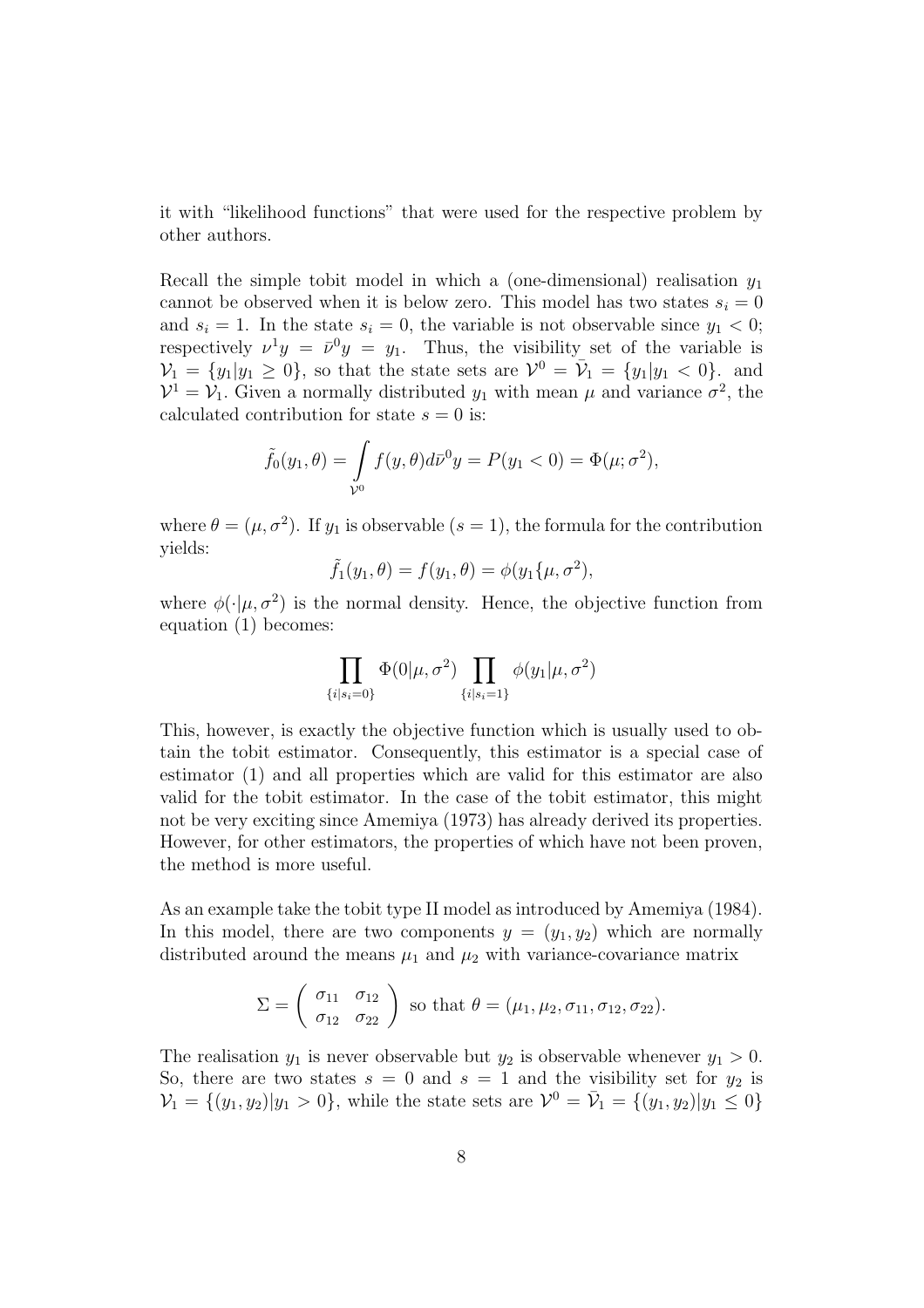it with "likelihood functions" that were used for the respective problem by other authors.

Recall the simple tobit model in which a (one-dimensional) realisation $y_1$ cannot be observed when it is below zero. This model has two states $s_i = 0$ and $s_i = 1$. In the state $s_i = 0$, the variable is not observable since $y_1 < 0$; respectively $\nu^1 y = \bar{\nu}^0 y = y_1$. Thus, the visibility set of the variable is $\mathcal{V}_1 = \{y_1 | y_1 \geq 0\}$, so that the state sets are $\mathcal{V}^0 = \bar{\mathcal{V}}_1 = \{y_1 | y_1 < 0\}$. and $\mathcal{V}^1 = \mathcal{V}_1$. Given a normally distributed $y_1$ with mean $\mu$ and variance $\sigma^2$, the calculated contribution for state $s = 0$ is:

$$\tilde{f}_0(y_1, \theta) = \int_{\mathcal{V}^0} f(y, \theta) d\bar{\nu}^0 y = P(y_1 < 0) = \Phi(\mu; \sigma^2),$$

where $\theta = (\mu, \sigma^2)$. If $y_1$ is observable ($s = 1$), the formula for the contribution yields:

$$\tilde{f}_1(y_1, \theta) = f(y_1, \theta) = \phi(y_1\{\mu, \sigma^2),$$

where $\phi(\cdot|\mu, \sigma^2)$ is the normal density. Hence, the objective function from equation (1) becomes:

$$\prod_{\{i|s_i=0\}} \Phi(0|\mu, \sigma^2) \prod_{\{i|s_i=1\}} \phi(y_1|\mu, \sigma^2)$$

This, however, is exactly the objective function which is usually used to obtain the tobit estimator. Consequently, this estimator is a special case of estimator (1) and all properties which are valid for this estimator are also valid for the tobit estimator. In the case of the tobit estimator, this might not be very exciting since Amemiya (1973) has already derived its properties. However, for other estimators, the properties of which have not been proven, the method is more useful.

As an example take the tobit type II model as introduced by Amemiya (1984). In this model, there are two components $y = (y_1, y_2)$ which are normally distributed around the means $\mu_1$ and $\mu_2$ with variance-covariance matrix

$$\Sigma = \begin{pmatrix} \sigma_{11} & \sigma_{12} \\ \sigma_{12} & \sigma_{22} \end{pmatrix} \text{ so that } \theta = (\mu_1, \mu_2, \sigma_{11}, \sigma_{12}, \sigma_{22}).$$

The realisation $y_1$ is never observable but $y_2$ is observable whenever $y_1 > 0$. So, there are two states $s = 0$ and $s = 1$ and the visibility set for $y_2$ is $\mathcal{V}_1 = \{(y_1, y_2) | y_1 > 0\}$, while the state sets are $\mathcal{V}^0 = \bar{\mathcal{V}}_1 = \{(y_1, y_2) | y_1 \leq 0\}$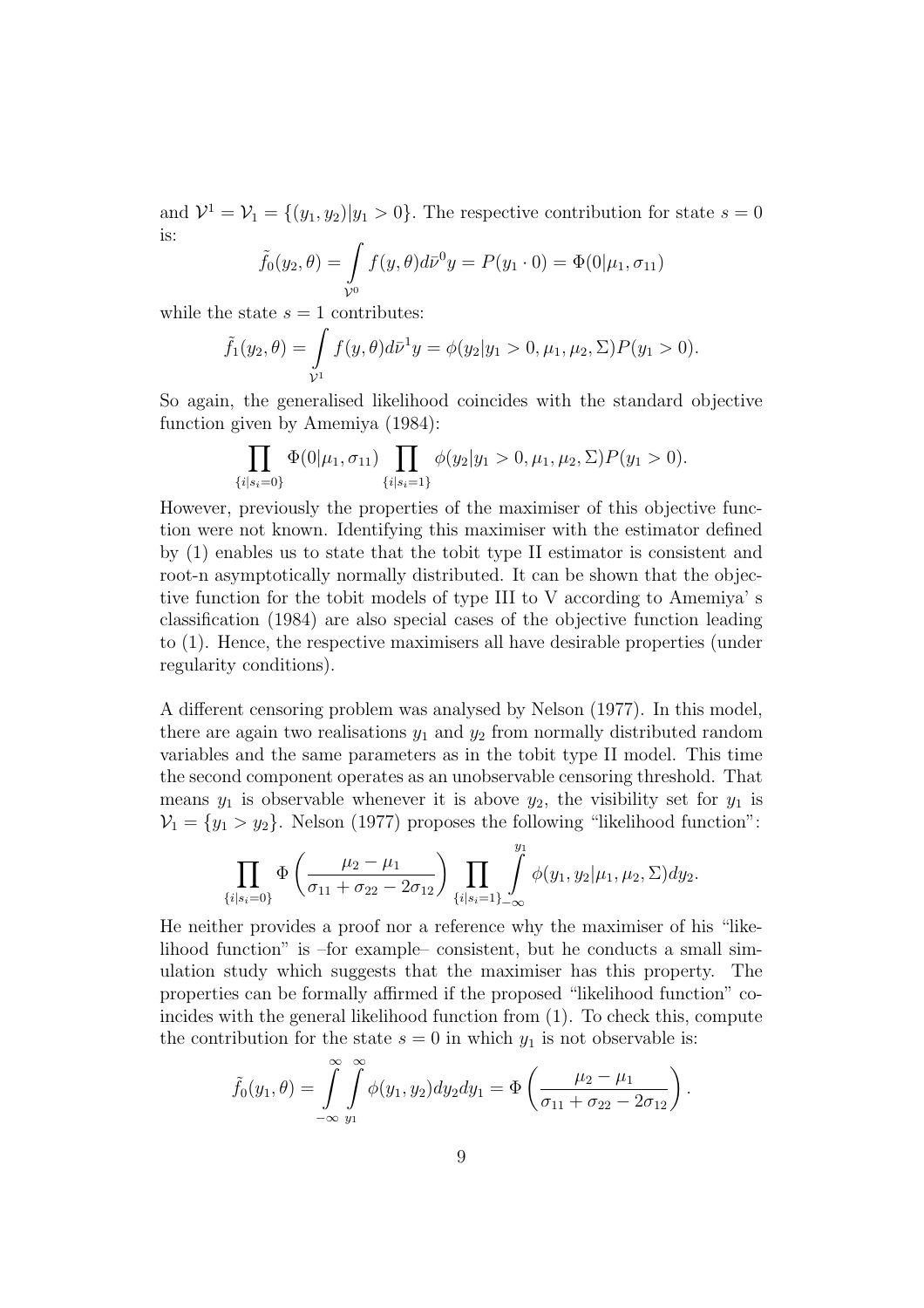and $\mathcal{V}^1 = \mathcal{V}_1 = \{(y_1, y_2)|y_1 > 0\}$. The respective contribution for state $s = 0$ is:

$$\tilde{f}_0(y_2, \theta) = \int_{\mathcal{V}^0} f(y, \theta) d\bar{\nu}^0 y = P(y_1 \cdot 0) = \Phi(0|\mu_1, \sigma_{11})$$

while the state $s = 1$ contributes:

$$\tilde{f}_1(y_2, \theta) = \int_{\mathcal{V}^1} f(y, \theta) d\bar{\nu}^1 y = \phi(y_2|y_1 > 0, \mu_1, \mu_2, \Sigma) P(y_1 > 0).$$

So again, the generalised likelihood coincides with the standard objective function given by Amemiya (1984):

$$\prod_{\{i|s_i=0\}} \Phi(0|\mu_1, \sigma_{11}) \prod_{\{i|s_i=1\}} \phi(y_2|y_1 > 0, \mu_1, \mu_2, \Sigma) P(y_1 > 0).$$

However, previously the properties of the maximiser of this objective function were not known. Identifying this maximiser with the estimator defined by (1) enables us to state that the tobit type II estimator is consistent and root-n asymptotically normally distributed. It can be shown that the objective function for the tobit models of type III to V according to Amemiya' s classification (1984) are also special cases of the objective function leading to (1). Hence, the respective maximisers all have desirable properties (under regularity conditions).

A different censoring problem was analysed by Nelson (1977). In this model, there are again two realisations $y_1$ and $y_2$ from normally distributed random variables and the same parameters as in the tobit type II model. This time the second component operates as an unobservable censoring threshold. That means $y_1$ is observable whenever it is above $y_2$, the visibility set for $y_1$ is $\mathcal{V}_1 = \{y_1 > y_2\}$. Nelson (1977) proposes the following "likelihood function":

$$\prod_{\{i|s_i=0\}} \Phi\left(\frac{\mu_2 - \mu_1}{\sigma_{11} + \sigma_{22} - 2\sigma_{12}}\right) \prod_{\{i|s_i=1\}} \int_{-\infty}^{y_1} \phi(y_1, y_2|\mu_1, \mu_2, \Sigma) dy_2.$$

He neither provides a proof nor a reference why the maximiser of his "likelihood function" is –for example– consistent, but he conducts a small simulation study which suggests that the maximiser has this property. The properties can be formally affirmed if the proposed "likelihood function" coincides with the general likelihood function from (1). To check this, compute the contribution for the state $s = 0$ in which $y_1$ is not observable is:

$$\tilde{f}_0(y_1, \theta) = \int_{-\infty}^{\infty} \int_{y_1}^{\infty} \phi(y_1, y_2) dy_2 dy_1 = \Phi\left(\frac{\mu_2 - \mu_1}{\sigma_{11} + \sigma_{22} - 2\sigma_{12}}\right).$$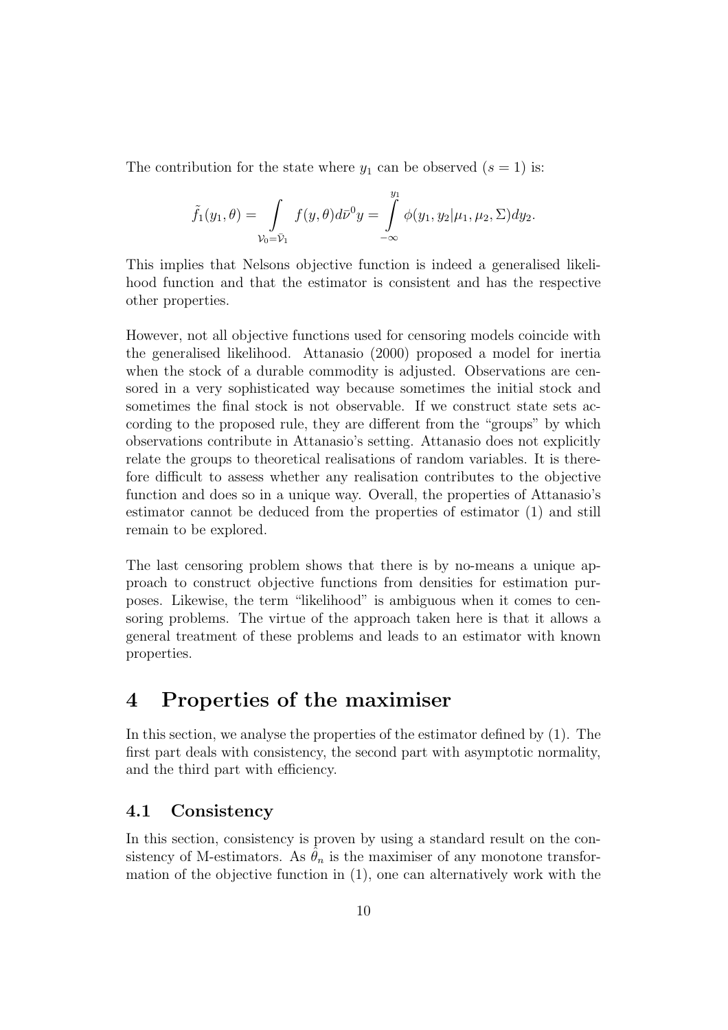The contribution for the state where $y_1$ can be observed ($s = 1$) is:

$$\tilde{f}_1(y_1, \theta) = \int\limits_{\mathcal{V}_0 = \bar{\mathcal{V}}_1} f(y, \theta) d\bar{\nu}^0 y = \int\limits_{-\infty}^{y_1} \phi(y_1, y_2 | \mu_1, \mu_2, \Sigma) dy_2.$$

This implies that Nelsons objective function is indeed a generalised likelihood function and that the estimator is consistent and has the respective other properties.

However, not all objective functions used for censoring models coincide with the generalised likelihood. Attanasio (2000) proposed a model for inertia when the stock of a durable commodity is adjusted. Observations are censored in a very sophisticated way because sometimes the initial stock and sometimes the final stock is not observable. If we construct state sets according to the proposed rule, they are different from the "groups" by which observations contribute in Attanasio's setting. Attanasio does not explicitly relate the groups to theoretical realisations of random variables. It is therefore difficult to assess whether any realisation contributes to the objective function and does so in a unique way. Overall, the properties of Attanasio's estimator cannot be deduced from the properties of estimator (1) and still remain to be explored.

The last censoring problem shows that there is by no-means a unique approach to construct objective functions from densities for estimation purposes. Likewise, the term "likelihood" is ambiguous when it comes to censoring problems. The virtue of the approach taken here is that it allows a general treatment of these problems and leads to an estimator with known properties.

# 4 Properties of the maximiser

In this section, we analyse the properties of the estimator defined by (1). The first part deals with consistency, the second part with asymptotic normality, and the third part with efficiency.

## 4.1 Consistency

In this section, consistency is proven by using a standard result on the consistency of M-estimators. As $\hat{\theta}_n$ is the maximiser of any monotone transformation of the objective function in (1), one can alternatively work with the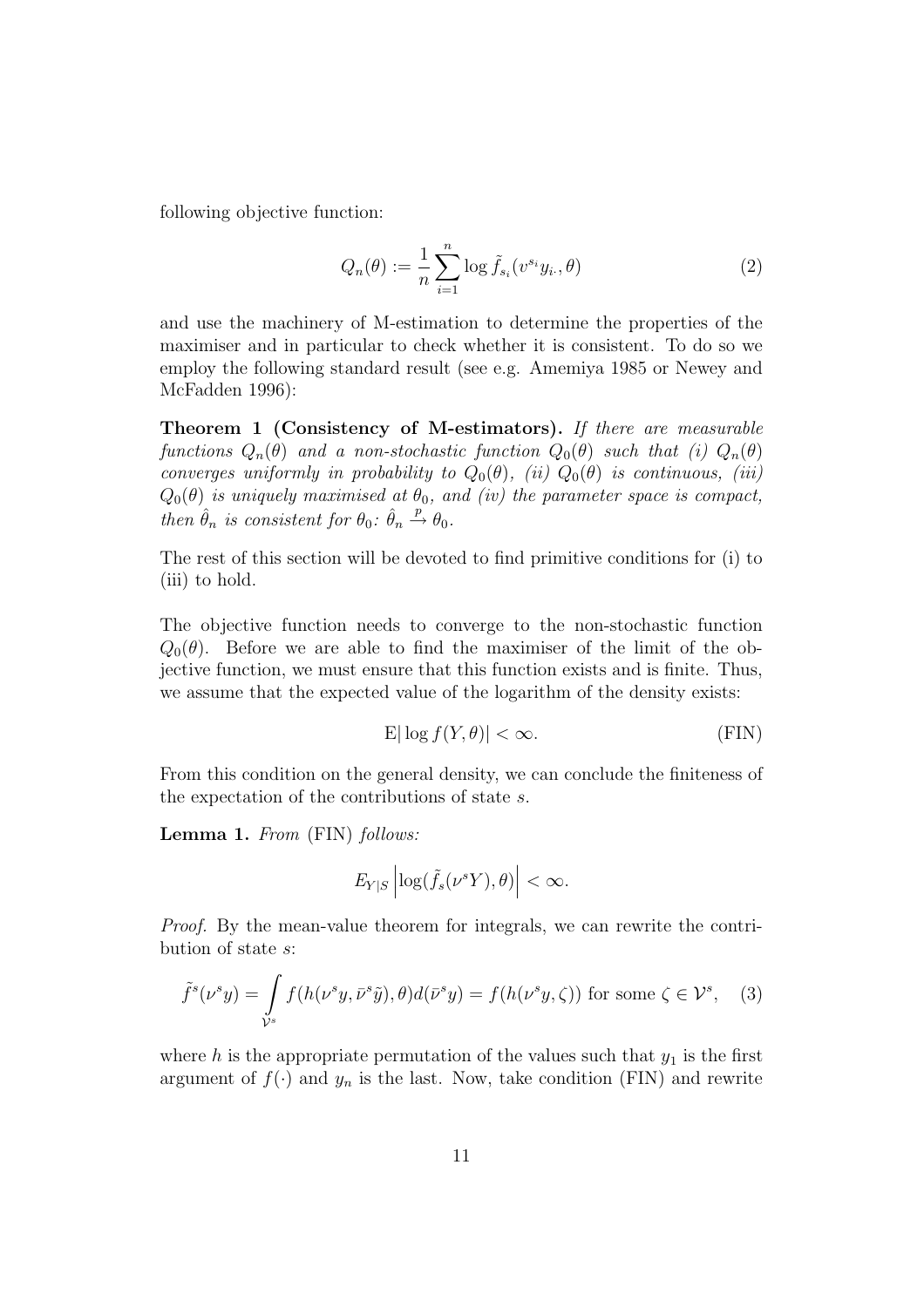following objective function:

$$Q_n(\theta) := \frac{1}{n} \sum_{i=1}^{n} \log \tilde{f}_{s_i}(\upsilon^{s_i} y_{i\cdot}, \theta) \tag{2}$$

and use the machinery of M-estimation to determine the properties of the maximiser and in particular to check whether it is consistent. To do so we employ the following standard result (see e.g. Amemiya 1985 or Newey and McFadden 1996):

**Theorem 1 (Consistency of M-estimators).** *If there are measurable functions $Q_n(\theta)$ and a non-stochastic function $Q_0(\theta)$ such that (i) $Q_n(\theta)$ converges uniformly in probability to $Q_0(\theta)$, (ii) $Q_0(\theta)$ is continuous, (iii) $Q_0(\theta)$ is uniquely maximised at $\theta_0$, and (iv) the parameter space is compact, then $\hat{\theta}_n$ is consistent for $\theta_0$: $\hat{\theta}_n \xrightarrow{p} \theta_0$.*

The rest of this section will be devoted to find primitive conditions for (i) to (iii) to hold.

The objective function needs to converge to the non-stochastic function $Q_0(\theta)$. Before we are able to find the maximiser of the limit of the objective function, we must ensure that this function exists and is finite. Thus, we assume that the expected value of the logarithm of the density exists:

$$\mathrm{E}|\log f(Y, \theta)| < \infty. \tag{FIN}$$

From this condition on the general density, we can conclude the finiteness of the expectation of the contributions of state $s$.

**Lemma 1.** *From* (FIN) *follows:*

$$E_{Y|S} \left| \log(\tilde{f}_s(\nu^s Y), \theta) \right| < \infty.$$

*Proof.* By the mean-value theorem for integrals, we can rewrite the contribution of state $s$:

$$\tilde{f}^s(\nu^s y) = \int_{\bar{\mathcal{V}}^s} f(h(\nu^s y, \bar{\nu}^s \tilde{y}), \theta) d(\bar{\nu}^s y) = f(h(\nu^s y, \zeta)) \text{ for some } \zeta \in \mathcal{V}^s, \tag{3}$$

where $h$ is the appropriate permutation of the values such that $y_1$ is the first argument of $f(\cdot)$ and $y_n$ is the last. Now, take condition (FIN) and rewrite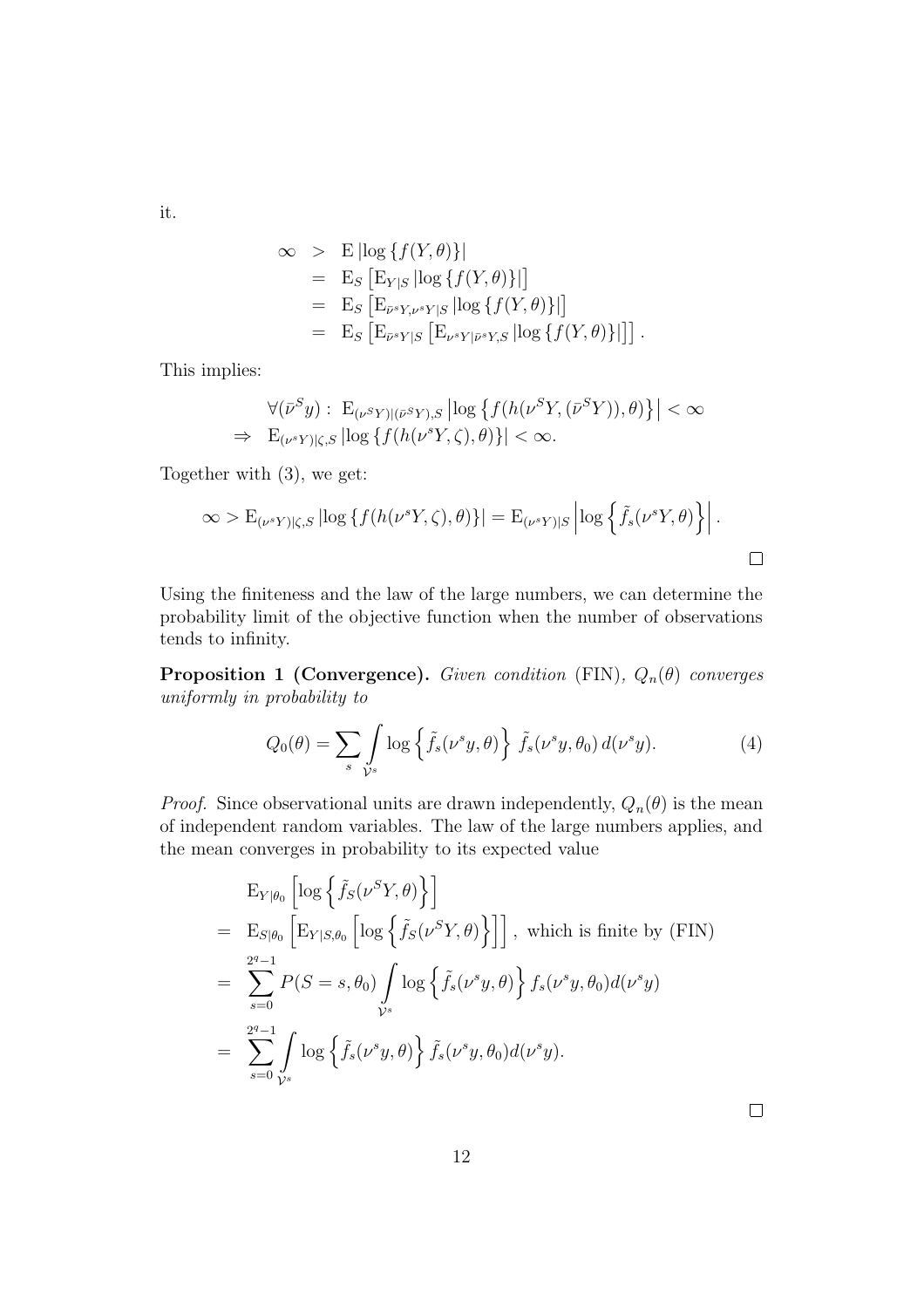it.

$$
\begin{aligned}
\infty &> \mathrm{E}\left|\log\left\{f(Y,\theta)\right\}\right| \\
&= \mathrm{E}_S\left[\mathrm{E}_{Y|S}\left|\log\left\{f(Y,\theta)\right\}\right|\right] \\
&= \mathrm{E}_S\left[\mathrm{E}_{\bar{\nu}^s Y,\nu^s Y|S}\left|\log\left\{f(Y,\theta)\right\}\right|\right] \\
&= \mathrm{E}_S\left[\mathrm{E}_{\bar{\nu}^s Y|S}\left[\mathrm{E}_{\nu^s Y|\bar{\nu}^s Y,S}\left|\log\left\{f(Y,\theta)\right\}\right|\right]\right].
\end{aligned}
$$

This implies:

$$
\begin{aligned}
&\forall(\bar{\nu}^S y):\ \mathrm{E}_{(\nu^S Y)|(\bar{\nu}^S Y),S}\left|\log\left\{f(h(\nu^S Y,(\bar{\nu}^S Y)),\theta)\right\}\right| < \infty \\
\Rightarrow\ &\mathrm{E}_{(\nu^s Y)|\zeta,S}\left|\log\left\{f(h(\nu^s Y,\zeta),\theta)\right\}\right| < \infty.
\end{aligned}
$$

Together with (3), we get:

$$
\infty > \mathrm{E}_{(\nu^s Y)|\zeta,S}\left|\log\left\{f(h(\nu^s Y,\zeta),\theta)\right\}\right| = \mathrm{E}_{(\nu^s Y)|S}\left|\log\left\{\tilde{f}_s(\nu^s Y,\theta)\right\}\right|.
$$

□

Using the finiteness and the law of the large numbers, we can determine the probability limit of the objective function when the number of observations tends to infinity.

**Proposition 1 (Convergence).** *Given condition* (FIN)*, $Q_n(\theta)$ converges uniformly in probability to*

$$
Q_0(\theta) = \sum_s \int_{\mathcal{V}^s} \log\left\{\tilde{f}_s(\nu^s y,\theta)\right\}\ \tilde{f}_s(\nu^s y,\theta_0)\, d(\nu^s y). \tag{4}
$$

*Proof.* Since observational units are drawn independently, $Q_n(\theta)$ is the mean of independent random variables. The law of the large numbers applies, and the mean converges in probability to its expected value

$$
\begin{aligned}
&\mathrm{E}_{Y|\theta_0}\left[\log\left\{\tilde{f}_S(\nu^S Y,\theta)\right\}\right] \\
=\ &\mathrm{E}_{S|\theta_0}\left[\mathrm{E}_{Y|S,\theta_0}\left[\log\left\{\tilde{f}_S(\nu^S Y,\theta)\right\}\right]\right],\ \text{which is finite by (FIN)} \\
=\ &\sum_{s=0}^{2^q-1} P(S=s,\theta_0)\int_{\mathcal{V}^s}\log\left\{\tilde{f}_s(\nu^s y,\theta)\right\} f_s(\nu^s y,\theta_0)d(\nu^s y) \\
=\ &\sum_{s=0}^{2^q-1}\int_{\mathcal{V}^s}\log\left\{\tilde{f}_s(\nu^s y,\theta)\right\}\tilde{f}_s(\nu^s y,\theta_0)d(\nu^s y).
\end{aligned}
$$

□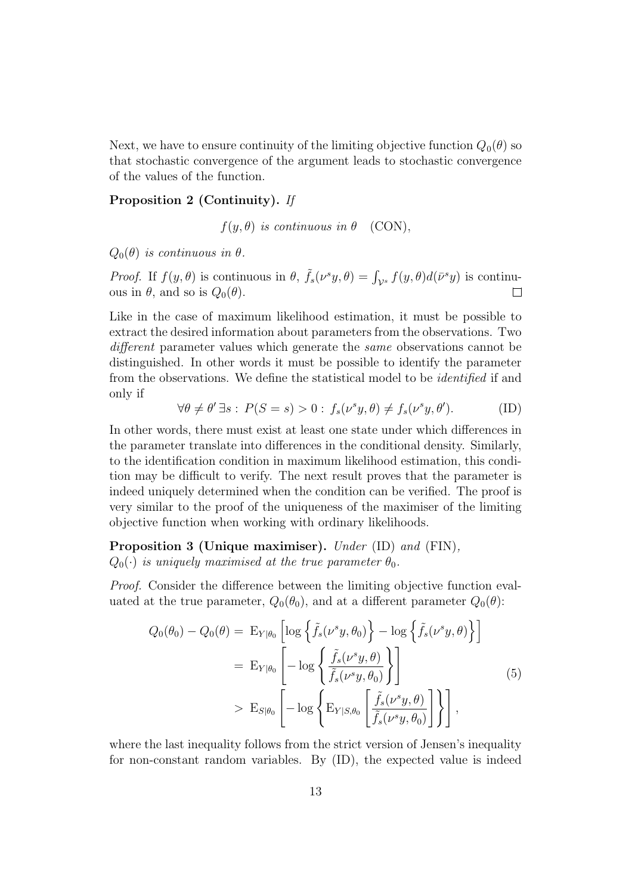Next, we have to ensure continuity of the limiting objective function $Q_0(\theta)$ so that stochastic convergence of the argument leads to stochastic convergence of the values of the function.

**Proposition 2 (Continuity).** *If*

$$f(y, \theta) \text{ is continuous in } \theta \quad \text{(CON)},$$

*$Q_0(\theta)$ is continuous in $\theta$.*

*Proof.* If $f(y, \theta)$ is continuous in $\theta$, $\tilde{f}_s(\nu^s y, \theta) = \int_{\mathcal{V}^s} f(y, \theta) d(\bar{\nu}^s y)$ is continuous in $\theta$, and so is $Q_0(\theta)$. □

Like in the case of maximum likelihood estimation, it must be possible to extract the desired information about parameters from the observations. Two *different* parameter values which generate the *same* observations cannot be distinguished. In other words it must be possible to identify the parameter from the observations. We define the statistical model to be *identified* if and only if

$$\forall \theta \neq \theta' \, \exists s : \, P(S = s) > 0 : \, f_s(\nu^s y, \theta) \neq f_s(\nu^s y, \theta'). \tag{ID}$$

In other words, there must exist at least one state under which differences in the parameter translate into differences in the conditional density. Similarly, to the identification condition in maximum likelihood estimation, this condition may be difficult to verify. The next result proves that the parameter is indeed uniquely determined when the condition can be verified. The proof is very similar to the proof of the uniqueness of the maximiser of the limiting objective function when working with ordinary likelihoods.

**Proposition 3 (Unique maximiser).** *Under* (ID) *and* (FIN), *$Q_0(\cdot)$ is uniquely maximised at the true parameter $\theta_0$.*

*Proof.* Consider the difference between the limiting objective function evaluated at the true parameter, $Q_0(\theta_0)$, and at a different parameter $Q_0(\theta)$:

$$\begin{aligned}
Q_0(\theta_0) - Q_0(\theta) =& \; \mathrm{E}_{Y|\theta_0}\left[\log\left\{\tilde{f}_s(\nu^s y, \theta_0)\right\} - \log\left\{\tilde{f}_s(\nu^s y, \theta)\right\}\right] \\
=& \; \mathrm{E}_{Y|\theta_0}\left[-\log\left\{\frac{\tilde{f}_s(\nu^s y, \theta)}{\tilde{f}_s(\nu^s y, \theta_0)}\right\}\right] \\
>& \; \mathrm{E}_{S|\theta_0}\left[-\log\left\{\mathrm{E}_{Y|S,\theta_0}\left[\frac{\tilde{f}_s(\nu^s y, \theta)}{\tilde{f}_s(\nu^s y, \theta_0)}\right]\right\}\right],
\end{aligned} \tag{5}$$

where the last inequality follows from the strict version of Jensen's inequality for non-constant random variables. By (ID), the expected value is indeed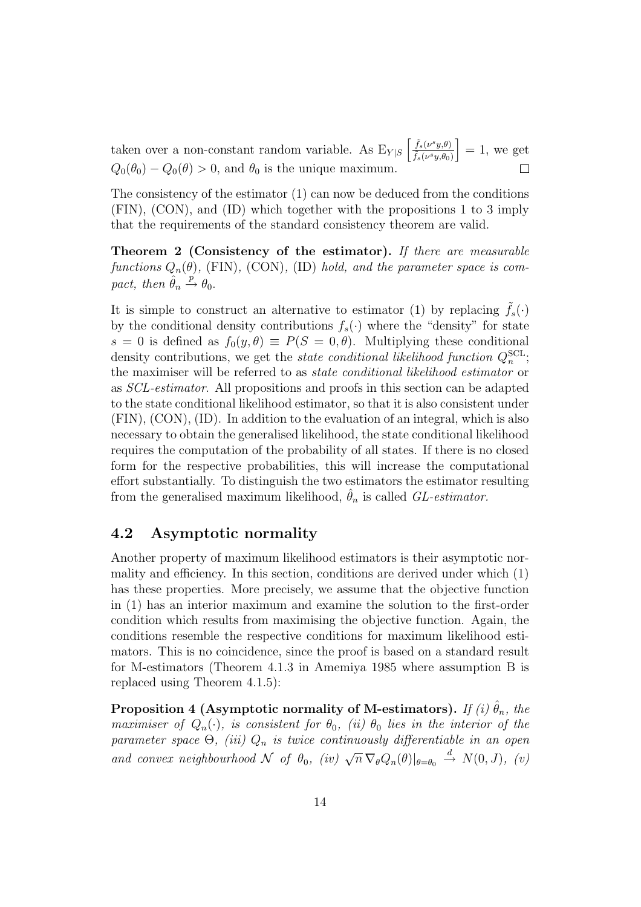taken over a non-constant random variable. As $\mathrm{E}_{Y|S}\left[\frac{\tilde{f}_s(\nu^s y,\theta)}{\tilde{f}_s(\nu^s y,\theta_0)}\right] = 1$, we get $Q_0(\theta_0) - Q_0(\theta) > 0$, and $\theta_0$ is the unique maximum. $\square$

The consistency of the estimator (1) can now be deduced from the conditions (FIN), (CON), and (ID) which together with the propositions 1 to 3 imply that the requirements of the standard consistency theorem are valid.

**Theorem 2 (Consistency of the estimator).** *If there are measurable functions $Q_n(\theta)$,* (FIN), (CON), (ID) *hold, and the parameter space is compact, then $\hat{\theta}_n \xrightarrow{p} \theta_0$.*

It is simple to construct an alternative to estimator (1) by replacing $\tilde{f}_s(\cdot)$ by the conditional density contributions $f_s(\cdot)$ where the "density" for state $s = 0$ is defined as $f_0(y, \theta) \equiv P(S = 0, \theta)$. Multiplying these conditional density contributions, we get the *state conditional likelihood function* $Q_n^{\mathrm{SCL}}$; the maximiser will be referred to as *state conditional likelihood estimator* or as *SCL-estimator*. All propositions and proofs in this section can be adapted to the state conditional likelihood estimator, so that it is also consistent under (FIN), (CON), (ID). In addition to the evaluation of an integral, which is also necessary to obtain the generalised likelihood, the state conditional likelihood requires the computation of the probability of all states. If there is no closed form for the respective probabilities, this will increase the computational effort substantially. To distinguish the two estimators the estimator resulting from the generalised maximum likelihood, $\hat{\theta}_n$ is called *GL-estimator*.

## 4.2 Asymptotic normality

Another property of maximum likelihood estimators is their asymptotic normality and efficiency. In this section, conditions are derived under which (1) has these properties. More precisely, we assume that the objective function in (1) has an interior maximum and examine the solution to the first-order condition which results from maximising the objective function. Again, the conditions resemble the respective conditions for maximum likelihood estimators. This is no coincidence, since the proof is based on a standard result for M-estimators (Theorem 4.1.3 in Amemiya 1985 where assumption B is replaced using Theorem 4.1.5):

**Proposition 4 (Asymptotic normality of M-estimators).** *If (i) $\hat{\theta}_n$, the maximiser of $Q_n(\cdot)$, is consistent for $\theta_0$, (ii) $\theta_0$ lies in the interior of the parameter space $\Theta$, (iii) $Q_n$ is twice continuously differentiable in an open and convex neighbourhood $\mathcal{N}$ of $\theta_0$, (iv) $\sqrt{n}\,\nabla_\theta Q_n(\theta)|_{\theta=\theta_0} \xrightarrow{d} N(0, J)$, (v)*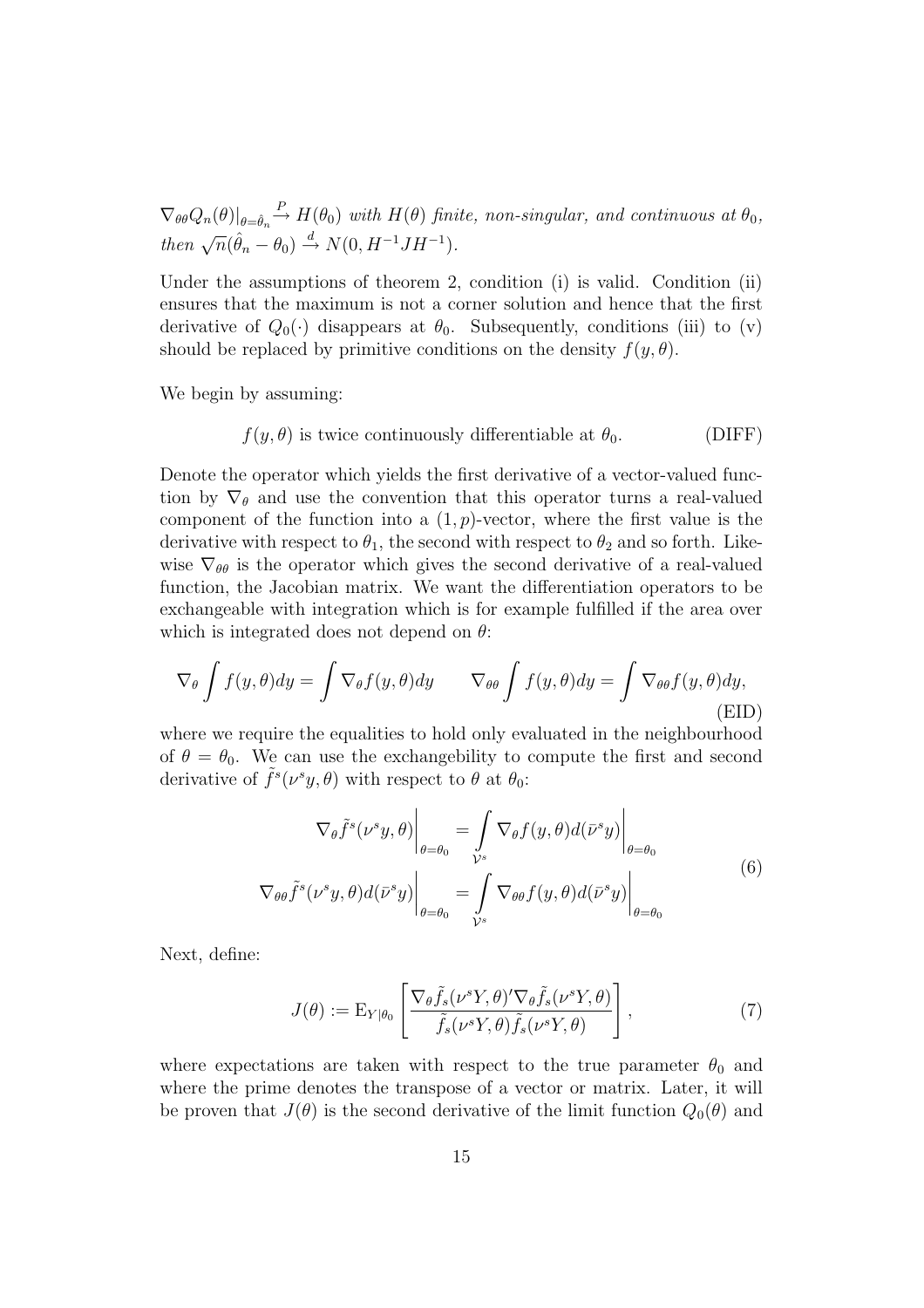$\nabla_{\theta\theta} Q_n(\theta)|_{\theta=\hat{\theta}_n} \overset{P}{\to} H(\theta_0)$ *with* $H(\theta)$ *finite, non-singular, and continuous at* $\theta_0$*, then* $\sqrt{n}(\hat{\theta}_n - \theta_0) \overset{d}{\to} N(0, H^{-1}JH^{-1})$.

Under the assumptions of theorem 2, condition (i) is valid. Condition (ii) ensures that the maximum is not a corner solution and hence that the first derivative of $Q_0(\cdot)$ disappears at $\theta_0$. Subsequently, conditions (iii) to (v) should be replaced by primitive conditions on the density $f(y, \theta)$.

We begin by assuming:

$$f(y, \theta) \text{ is twice continuously differentiable at } \theta_0. \tag{DIFF}$$

Denote the operator which yields the first derivative of a vector-valued function by $\nabla_\theta$ and use the convention that this operator turns a real-valued component of the function into a $(1, p)$-vector, where the first value is the derivative with respect to $\theta_1$, the second with respect to $\theta_2$ and so forth. Likewise $\nabla_{\theta\theta}$ is the operator which gives the second derivative of a real-valued function, the Jacobian matrix. We want the differentiation operators to be exchangeable with integration which is for example fulfilled if the area over which is integrated does not depend on $\theta$:

$$\nabla_\theta \int f(y, \theta) dy = \int \nabla_\theta f(y, \theta) dy \qquad \nabla_{\theta\theta} \int f(y, \theta) dy = \int \nabla_{\theta\theta} f(y, \theta) dy, \tag{EID}$$

where we require the equalities to hold only evaluated in the neighbourhood of $\theta = \theta_0$. We can use the exchangebility to compute the first and second derivative of $\tilde{f}^s(\nu^s y, \theta)$ with respect to $\theta$ at $\theta_0$:

$$\begin{aligned} \nabla_\theta \tilde{f}^s(\nu^s y, \theta)\Big|_{\theta=\theta_0} &= \int\limits_{\mathcal{V}^s} \nabla_\theta f(y, \theta) d(\bar{\nu}^s y)\Big|_{\theta=\theta_0} \\ \nabla_{\theta\theta} \tilde{f}^s(\nu^s y, \theta) d(\bar{\nu}^s y)\Big|_{\theta=\theta_0} &= \int\limits_{\mathcal{V}^s} \nabla_{\theta\theta} f(y, \theta) d(\bar{\nu}^s y)\Big|_{\theta=\theta_0} \end{aligned} \tag{6}$$

Next, define:

$$J(\theta) := \mathrm{E}_{Y|\theta_0}\left[\frac{\nabla_\theta \tilde{f}_s(\nu^s Y, \theta)' \nabla_\theta \tilde{f}_s(\nu^s Y, \theta)}{\tilde{f}_s(\nu^s Y, \theta) \tilde{f}_s(\nu^s Y, \theta)}\right], \tag{7}$$

where expectations are taken with respect to the true parameter $\theta_0$ and where the prime denotes the transpose of a vector or matrix. Later, it will be proven that $J(\theta)$ is the second derivative of the limit function $Q_0(\theta)$ and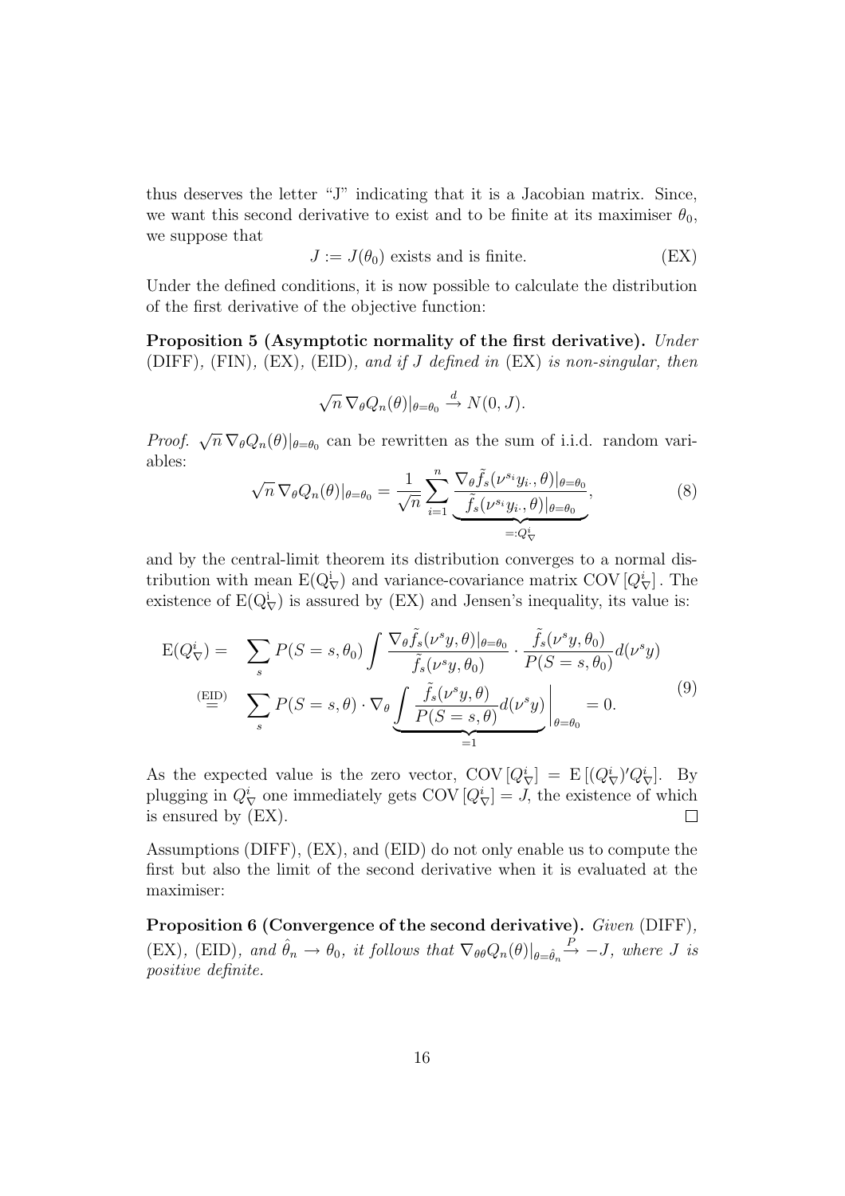thus deserves the letter "J" indicating that it is a Jacobian matrix. Since, we want this second derivative to exist and to be finite at its maximiser $\theta_0$, we suppose that

$$J := J(\theta_0) \text{ exists and is finite.} \tag{EX}$$

Under the defined conditions, it is now possible to calculate the distribution of the first derivative of the objective function:

**Proposition 5 (Asymptotic normality of the first derivative).** *Under* (DIFF)*,* (FIN)*,* (EX)*,* (EID)*, and if $J$ defined in* (EX) *is non-singular, then*

$$\sqrt{n}\, \nabla_\theta Q_n(\theta)|_{\theta=\theta_0} \xrightarrow{d} N(0, J).$$

*Proof.* $\sqrt{n}\, \nabla_\theta Q_n(\theta)|_{\theta=\theta_0}$ can be rewritten as the sum of i.i.d. random variables:

$$\sqrt{n}\, \nabla_\theta Q_n(\theta)|_{\theta=\theta_0} = \frac{1}{\sqrt{n}} \sum_{i=1}^{n} \underbrace{\frac{\nabla_\theta \tilde{f}_s(\nu^{s_i} y_{i\cdot}, \theta)|_{\theta=\theta_0}}{\tilde{f}_s(\nu^{s_i} y_{i\cdot}, \theta)|_{\theta=\theta_0}}}_{=:Q^i_\nabla}, \tag{8}$$

and by the central-limit theorem its distribution converges to a normal distribution with mean $\mathrm{E}(Q^i_\nabla)$ and variance-covariance matrix $\mathrm{COV}\left[Q^i_\nabla\right]$. The existence of $\mathrm{E}(Q^i_\nabla)$ is assured by (EX) and Jensen's inequality, its value is:

$$\begin{aligned}
\mathrm{E}(Q^i_\nabla) = &\quad \sum_s P(S = s, \theta_0) \int \frac{\nabla_\theta \tilde{f}_s(\nu^s y, \theta)|_{\theta=\theta_0}}{\tilde{f}_s(\nu^s y, \theta_0)} \cdot \frac{\tilde{f}_s(\nu^s y, \theta_0)}{P(S = s, \theta_0)} d(\nu^s y) \\
\overset{\text{(EID)}}{=} &\quad \sum_s P(S = s, \theta) \cdot \nabla_\theta \underbrace{\int \frac{\tilde{f}_s(\nu^s y, \theta)}{P(S = s, \theta)} d(\nu^s y)}_{=1} \Bigg|_{\theta=\theta_0} = 0.
\end{aligned} \tag{9}$$

As the expected value is the zero vector, $\mathrm{COV}\left[Q^i_\nabla\right] = \mathrm{E}\left[(Q^i_\nabla)' Q^i_\nabla\right]$. By plugging in $Q^i_\nabla$ one immediately gets $\mathrm{COV}\left[Q^i_\nabla\right] = J$, the existence of which is ensured by (EX). $\square$

Assumptions (DIFF), (EX), and (EID) do not only enable us to compute the first but also the limit of the second derivative when it is evaluated at the maximiser:

**Proposition 6 (Convergence of the second derivative).** *Given* (DIFF)*,* (EX)*,* (EID)*, and $\hat{\theta}_n \to \theta_0$, it follows that $\nabla_{\theta\theta} Q_n(\theta)\big|_{\theta=\hat{\theta}_n} \xrightarrow{P} -J$, where $J$ is positive definite.*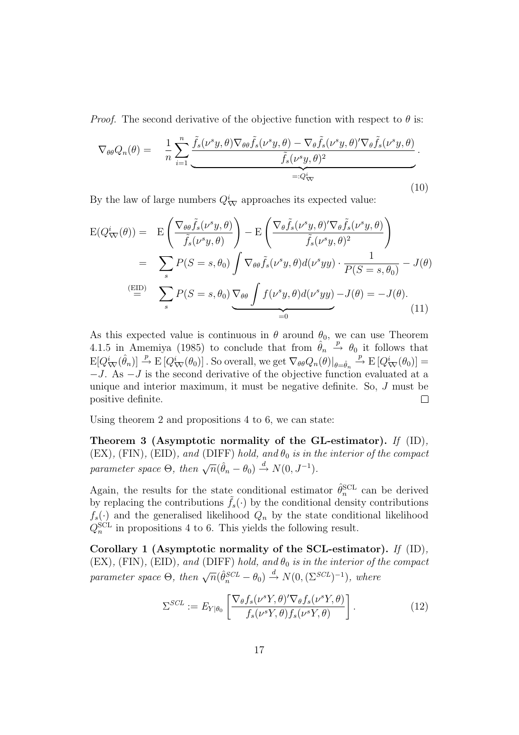*Proof.* The second derivative of the objective function with respect to $\theta$ is:

$$\nabla_{\theta\theta} Q_n(\theta) = \quad \frac{1}{n} \sum_{i=1}^{n} \underbrace{\frac{\tilde{f}_s(\nu^s y, \theta) \nabla_{\theta\theta} \tilde{f}_s(\nu^s y, \theta) - \nabla_\theta \tilde{f}_s(\nu^s y, \theta)' \nabla_\theta \tilde{f}_s(\nu^s y, \theta)}{\tilde{f}_s(\nu^s y, \theta)^2}}_{=: Q^i_{\nabla\nabla}} . \tag{10}$$

By the law of large numbers $Q^i_{\nabla\nabla}$ approaches its expected value:

$$\begin{aligned}
\mathrm{E}(Q^i_{\nabla\nabla}(\theta)) = &\quad \mathrm{E}\left( \frac{\nabla_{\theta\theta} \tilde{f}_s(\nu^s y, \theta)}{\tilde{f}_s(\nu^s y, \theta)} \right) - \mathrm{E}\left( \frac{\nabla_\theta \tilde{f}_s(\nu^s y, \theta)' \nabla_\theta \tilde{f}_s(\nu^s y, \theta)}{\tilde{f}_s(\nu^s y, \theta)^2} \right) \\
= &\quad \sum_s P(S = s, \theta_0) \int \nabla_{\theta\theta} \tilde{f}_s(\nu^s y, \theta) d(\nu^s yy) \cdot \frac{1}{P(S = s, \theta_0)} - J(\theta) \\
\stackrel{\text{(EID)}}{=} &\quad \sum_s P(S = s, \theta_0) \underbrace{\nabla_{\theta\theta} \int f(\nu^s y, \theta) d(\nu^s yy)}_{=0} - J(\theta) = -J(\theta).
\end{aligned} \tag{11}$$

As this expected value is continuous in $\theta$ around $\theta_0$, we can use Theorem 4.1.5 in Amemiya (1985) to conclude that from $\hat{\theta}_n \xrightarrow{p} \theta_0$ it follows that $\mathrm{E}[Q^i_{\nabla\nabla}(\hat{\theta}_n)] \xrightarrow{p} \mathrm{E}\left[Q^i_{\nabla\nabla}(\theta_0)\right]$. So overall, we get $\nabla_{\theta\theta} Q_n(\theta)|_{\theta=\hat{\theta}_n} \xrightarrow{p} \mathrm{E}\left[Q^i_{\nabla\nabla}(\theta_0)\right] = -J$. As $-J$ is the second derivative of the objective function evaluated at a unique and interior maximum, it must be negative definite. So, $J$ must be positive definite. $\square$

Using theorem 2 and propositions 4 to 6, we can state:

**Theorem 3 (Asymptotic normality of the GL-estimator).** *If* (ID)*,* (EX)*,* (FIN)*,* (EID)*, and* (DIFF) *hold, and $\theta_0$ is in the interior of the compact parameter space $\Theta$, then $\sqrt{n}(\hat{\theta}_n - \theta_0) \xrightarrow{d} N(0, J^{-1})$.*

Again, the results for the state conditional estimator $\hat{\theta}_n^{\mathrm{SCL}}$ can be derived by replacing the contributions $\tilde{f}_s(\cdot)$ by the conditional density contributions $f_s(\cdot)$ and the generalised likelihood $Q_n$ by the state conditional likelihood $Q_n^{\mathrm{SCL}}$ in propositions 4 to 6. This yields the following result.

**Corollary 1 (Asymptotic normality of the SCL-estimator).** *If* (ID)*,* (EX)*,* (FIN)*,* (EID)*, and* (DIFF) *hold, and $\theta_0$ is in the interior of the compact parameter space $\Theta$, then $\sqrt{n}(\hat{\theta}_n^{SCL} - \theta_0) \xrightarrow{d} N(0, (\Sigma^{SCL})^{-1})$, where*

$$\Sigma^{SCL} := E_{Y|\theta_0} \left[ \frac{\nabla_\theta f_s(\nu^s Y, \theta)' \nabla_\theta f_s(\nu^s Y, \theta)}{f_s(\nu^s Y, \theta) f_s(\nu^s Y, \theta)} \right]. \tag{12}$$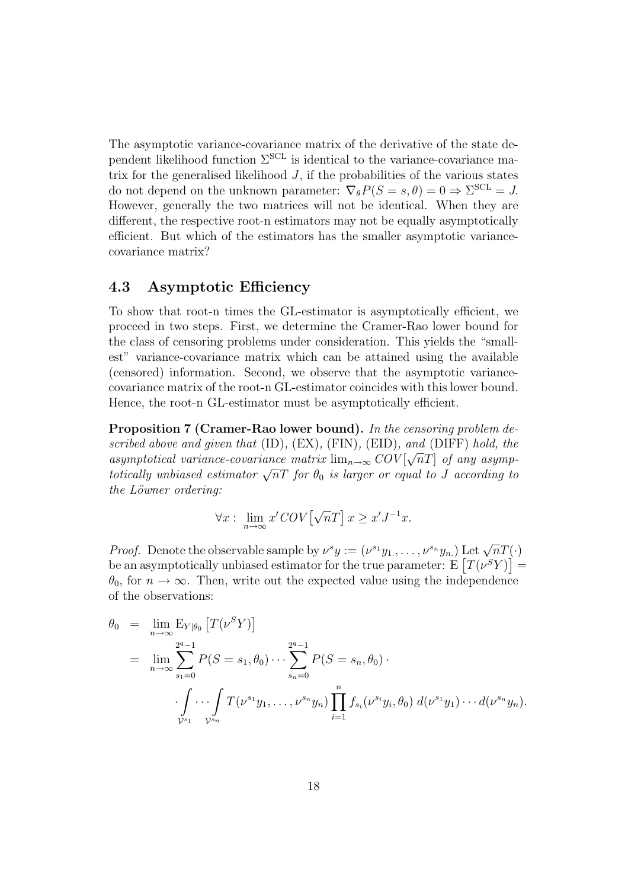The asymptotic variance-covariance matrix of the derivative of the state dependent likelihood function $\Sigma^{\text{SCL}}$ is identical to the variance-covariance matrix for the generalised likelihood $J$, if the probabilities of the various states do not depend on the unknown parameter: $\nabla_\theta P(S = s, \theta) = 0 \Rightarrow \Sigma^{\text{SCL}} = J$. However, generally the two matrices will not be identical. When they are different, the respective root-n estimators may not be equally asymptotically efficient. But which of the estimators has the smaller asymptotic variance-covariance matrix?

## 4.3 Asymptotic Efficiency

To show that root-n times the GL-estimator is asymptotically efficient, we proceed in two steps. First, we determine the Cramer-Rao lower bound for the class of censoring problems under consideration. This yields the "smallest" variance-covariance matrix which can be attained using the available (censored) information. Second, we observe that the asymptotic variance-covariance matrix of the root-n GL-estimator coincides with this lower bound. Hence, the root-n GL-estimator must be asymptotically efficient.

**Proposition 7 (Cramer-Rao lower bound).** *In the censoring problem described above and given that* (ID), (EX), (FIN), (EID)*, and* (DIFF) *hold, the asymptotical variance-covariance matrix* $\lim_{n\to\infty} COV[\sqrt{n}T]$ *of any asymptotically unbiased estimator* $\sqrt{n}T$ *for* $\theta_0$ *is larger or equal to* $J$ *according to the Löwner ordering:*

$$\forall x : \lim_{n\to\infty} x' COV\left[\sqrt{n}T\right] x \geq x' J^{-1} x.$$

*Proof.* Denote the observable sample by $\nu^s y := (\nu^{s_1} y_{1.}, \ldots, \nu^{s_n} y_{n.})$ Let $\sqrt{n}T(\cdot)$ be an asymptotically unbiased estimator for the true parameter: $\mathrm{E}\left[T(\nu^S Y)\right] = \theta_0$, for $n \to \infty$. Then, write out the expected value using the independence of the observations:

$$\begin{aligned}
\theta_0 &= \lim_{n\to\infty} \mathrm{E}_{Y|\theta_0}\left[T(\nu^S Y)\right] \\
&= \lim_{n\to\infty} \sum_{s_1=0}^{2^q-1} P(S = s_1, \theta_0) \cdots \sum_{s_n=0}^{2^q-1} P(S = s_n, \theta_0) \cdot \\
&\quad \cdot \int\limits_{\mathcal{V}^{s_1}} \cdots \int\limits_{\mathcal{V}^{s_n}} T(\nu^{s_1} y_1, \ldots, \nu^{s_n} y_n) \prod_{i=1}^{n} f_{s_i}(\nu^{s_i} y_i, \theta_0)\, d(\nu^{s_1} y_1) \cdots d(\nu^{s_n} y_n).
\end{aligned}$$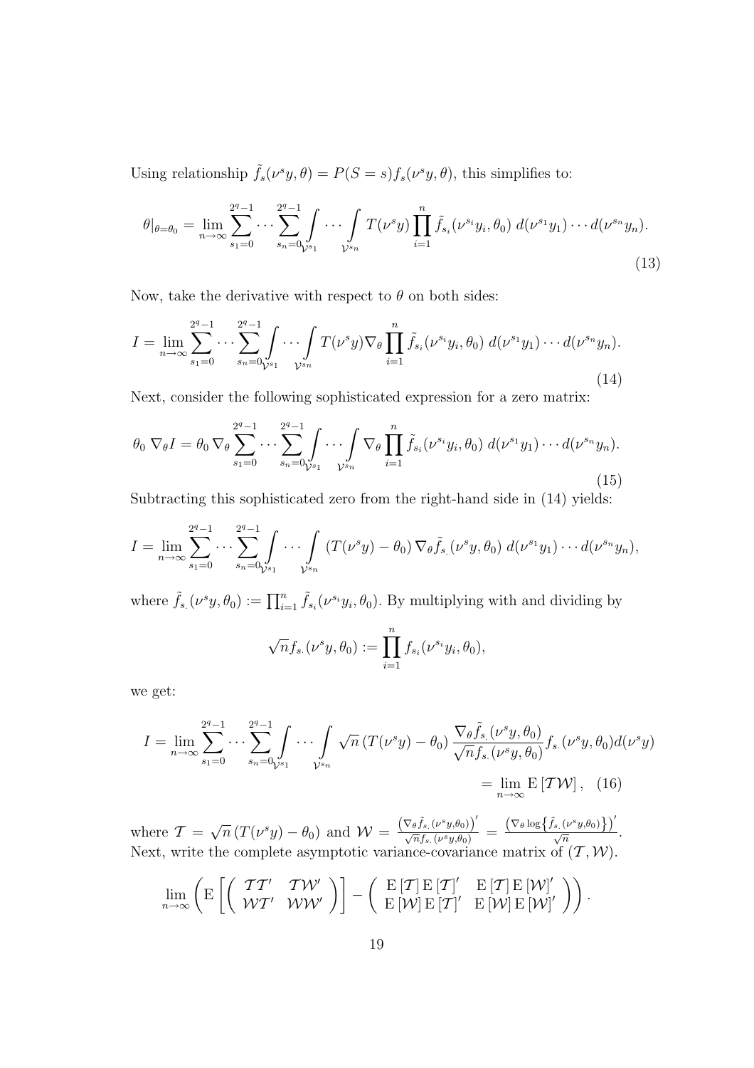Using relationship $\tilde{f}_s(\nu^s y, \theta) = P(S = s) f_s(\nu^s y, \theta)$, this simplifies to:

$$\theta|_{\theta=\theta_0} = \lim_{n\to\infty} \sum_{s_1=0}^{2^q-1} \cdots \sum_{s_n=0}^{2^q-1} \int_{\mathcal{V}^{s_1}} \cdots \int_{\mathcal{V}^{s_n}} T(\nu^s y) \prod_{i=1}^{n} \tilde{f}_{s_i}(\nu^{s_i} y_i, \theta_0)\, d(\nu^{s_1} y_1) \cdots d(\nu^{s_n} y_n). \tag{13}$$

Now, take the derivative with respect to $\theta$ on both sides:

$$I = \lim_{n\to\infty} \sum_{s_1=0}^{2^q-1} \cdots \sum_{s_n=0}^{2^q-1} \int_{\mathcal{V}^{s_1}} \cdots \int_{\mathcal{V}^{s_n}} T(\nu^s y) \nabla_\theta \prod_{i=1}^{n} \tilde{f}_{s_i}(\nu^{s_i} y_i, \theta_0)\, d(\nu^{s_1} y_1) \cdots d(\nu^{s_n} y_n). \tag{14}$$

Next, consider the following sophisticated expression for a zero matrix:

$$\theta_0\, \nabla_\theta I = \theta_0\, \nabla_\theta \sum_{s_1=0}^{2^q-1} \cdots \sum_{s_n=0}^{2^q-1} \int_{\mathcal{V}^{s_1}} \cdots \int_{\mathcal{V}^{s_n}} \nabla_\theta \prod_{i=1}^{n} \tilde{f}_{s_i}(\nu^{s_i} y_i, \theta_0)\, d(\nu^{s_1} y_1) \cdots d(\nu^{s_n} y_n). \tag{15}$$

Subtracting this sophisticated zero from the right-hand side in (14) yields:

$$I = \lim_{n\to\infty} \sum_{s_1=0}^{2^q-1} \cdots \sum_{s_n=0}^{2^q-1} \int_{\mathcal{V}^{s_1}} \cdots \int_{\mathcal{V}^{s_n}} \left(T(\nu^s y) - \theta_0\right) \nabla_\theta \tilde{f}_{s.}(\nu^s y, \theta_0)\, d(\nu^{s_1} y_1) \cdots d(\nu^{s_n} y_n),$$

where $\tilde{f}_{s.}(\nu^s y, \theta_0) := \prod_{i=1}^{n} \tilde{f}_{s_i}(\nu^{s_i} y_i, \theta_0)$. By multiplying with and dividing by

$$\sqrt{n} f_{s.}(\nu^s y, \theta_0) := \prod_{i=1}^{n} f_{s_i}(\nu^{s_i} y_i, \theta_0),$$

we get:

$$I = \lim_{n\to\infty} \sum_{s_1=0}^{2^q-1} \cdots \sum_{s_n=0}^{2^q-1} \int_{\mathcal{V}^{s_1}} \cdots \int_{\mathcal{V}^{s_n}} \sqrt{n}\left(T(\nu^s y) - \theta_0\right) \frac{\nabla_\theta \tilde{f}_{s.}(\nu^s y, \theta_0)}{\sqrt{n} f_{s.}(\nu^s y, \theta_0)} f_{s.}(\nu^s y, \theta_0) d(\nu^s y)$$

$$= \lim_{n\to\infty} \mathrm{E}\left[\mathcal{T}\mathcal{W}\right], \tag{16}$$

where $\mathcal{T} = \sqrt{n}\left(T(\nu^s y) - \theta_0\right)$ and $\mathcal{W} = \frac{\left(\nabla_\theta \tilde{f}_{s.}(\nu^s y, \theta_0)\right)'}{\sqrt{n} f_{s.}(\nu^s y, \theta_0)} = \frac{\left(\nabla_\theta \log\left\{\tilde{f}_{s.}(\nu^s y, \theta_0)\right\}\right)'}{\sqrt{n}}$. Next, write the complete asymptotic variance-covariance matrix of $(\mathcal{T}, \mathcal{W})$.

$$\lim_{n\to\infty} \left( \mathrm{E}\left[ \begin{pmatrix} \mathcal{T}\mathcal{T}' & \mathcal{T}\mathcal{W}' \\ \mathcal{W}\mathcal{T}' & \mathcal{W}\mathcal{W}' \end{pmatrix} \right] - \begin{pmatrix} \mathrm{E}\left[\mathcal{T}\right] \mathrm{E}\left[\mathcal{T}\right]' & \mathrm{E}\left[\mathcal{T}\right] \mathrm{E}\left[\mathcal{W}\right]' \\ \mathrm{E}\left[\mathcal{W}\right] \mathrm{E}\left[\mathcal{T}\right]' & \mathrm{E}\left[\mathcal{W}\right] \mathrm{E}\left[\mathcal{W}\right]' \end{pmatrix} \right).$$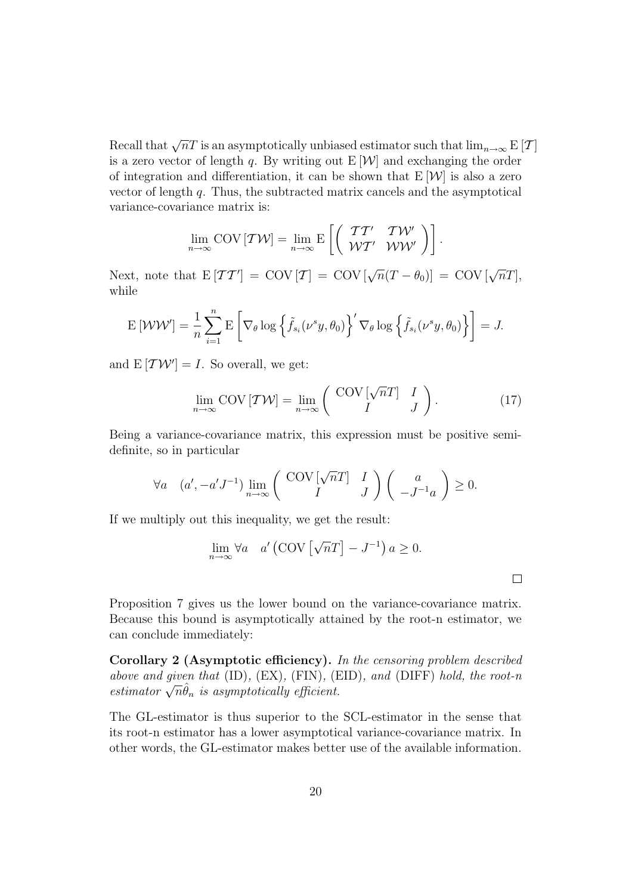Recall that $\sqrt{n}T$ is an asymptotically unbiased estimator such that $\lim_{n\to\infty} \mathrm{E}\left[\mathcal{T}\right]$ is a zero vector of length $q$. By writing out $\mathrm{E}\left[\mathcal{W}\right]$ and exchanging the order of integration and differentiation, it can be shown that $\mathrm{E}\left[\mathcal{W}\right]$ is also a zero vector of length $q$. Thus, the subtracted matrix cancels and the asymptotical variance-covariance matrix is:

$$\lim_{n\to\infty} \mathrm{COV}\left[\mathcal{T}\mathcal{W}\right] = \lim_{n\to\infty} \mathrm{E}\left[ \begin{pmatrix} \mathcal{T}\mathcal{T}' & \mathcal{T}\mathcal{W}' \\ \mathcal{W}\mathcal{T}' & \mathcal{W}\mathcal{W}' \end{pmatrix} \right].$$

Next, note that $\mathrm{E}\left[\mathcal{T}\mathcal{T}'\right] = \mathrm{COV}\left[\mathcal{T}\right] = \mathrm{COV}\left[\sqrt{n}(T - \theta_0)\right] = \mathrm{COV}\left[\sqrt{n}T\right]$, while

$$\mathrm{E}\left[\mathcal{W}\mathcal{W}'\right] = \frac{1}{n}\sum_{i=1}^{n} \mathrm{E}\left[ \nabla_\theta \log\left\{\tilde{f}_{s_i}(\nu^s y, \theta_0)\right\}' \nabla_\theta \log\left\{\tilde{f}_{s_i}(\nu^s y, \theta_0)\right\} \right] = J.$$

and $\mathrm{E}\left[\mathcal{T}\mathcal{W}'\right] = I$. So overall, we get:

$$\lim_{n\to\infty} \mathrm{COV}\left[\mathcal{T}\mathcal{W}\right] = \lim_{n\to\infty} \begin{pmatrix} \mathrm{COV}\left[\sqrt{n}T\right] & I \\ I & J \end{pmatrix}. \tag{17}$$

Being a variance-covariance matrix, this expression must be positive semi-definite, so in particular

$$\forall a \quad (a', -a'J^{-1}) \lim_{n\to\infty} \begin{pmatrix} \mathrm{COV}\left[\sqrt{n}T\right] & I \\ I & J \end{pmatrix} \begin{pmatrix} a \\ -J^{-1}a \end{pmatrix} \geq 0.$$

If we multiply out this inequality, we get the result:

$$\lim_{n\to\infty} \forall a \quad a'\left(\mathrm{COV}\left[\sqrt{n}T\right] - J^{-1}\right) a \geq 0.$$

$\square$

Proposition 7 gives us the lower bound on the variance-covariance matrix. Because this bound is asymptotically attained by the root-n estimator, we can conclude immediately:

**Corollary 2 (Asymptotic efficiency).** *In the censoring problem described above and given that* (ID)*,* (EX)*,* (FIN)*,* (EID)*, and* (DIFF) *hold, the root-n estimator* $\sqrt{n}\hat{\theta}_n$ *is asymptotically efficient.*

The GL-estimator is thus superior to the SCL-estimator in the sense that its root-n estimator has a lower asymptotical variance-covariance matrix. In other words, the GL-estimator makes better use of the available information.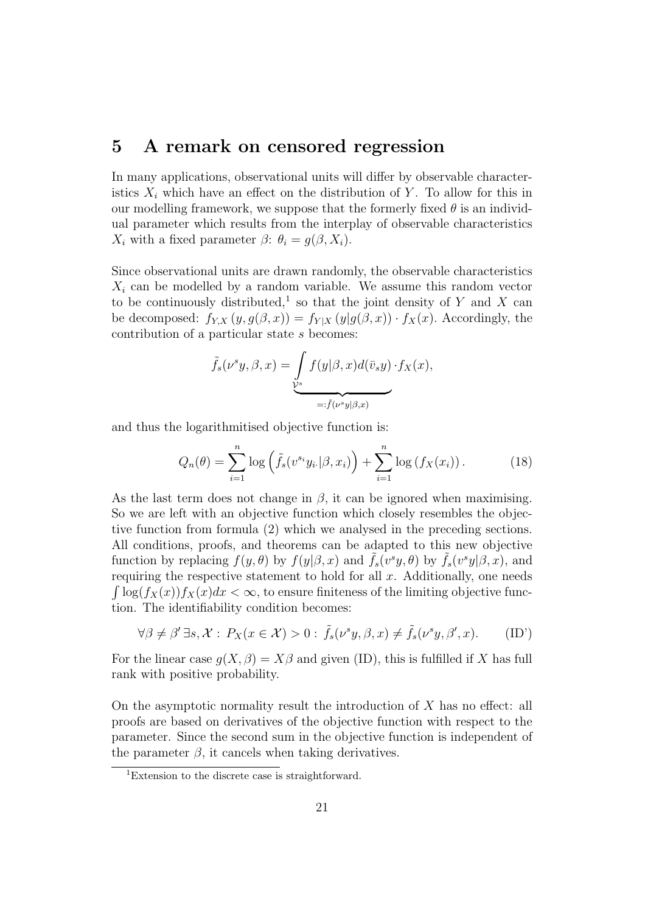## 5 A remark on censored regression

In many applications, observational units will differ by observable characteristics $X_i$ which have an effect on the distribution of $Y$. To allow for this in our modelling framework, we suppose that the formerly fixed $\theta$ is an individual parameter which results from the interplay of observable characteristics $X_i$ with a fixed parameter $\beta$: $\theta_i = g(\beta, X_i)$.

Since observational units are drawn randomly, the observable characteristics $X_i$ can be modelled by a random variable. We assume this random vector to be continuously distributed,[1] so that the joint density of $Y$ and $X$ can be decomposed: $f_{Y,X}\left(y, g(\beta, x)\right) = f_{Y|X}\left(y|g(\beta, x)\right) \cdot f_X(x)$. Accordingly, the contribution of a particular state $s$ becomes:

$$\tilde{f}_s(\nu^s y, \beta, x) = \underbrace{\int_{\mathcal{V}^s} f(y|\beta, x) d(\bar{v}_s y)}_{=:\tilde{f}(\nu^s y|\beta,x)} \cdot f_X(x),$$

and thus the logarithmitised objective function is:

$$Q_n(\theta) = \sum_{i=1}^{n} \log\left(\tilde{f}_s(v^{s_i} y_{i\cdot}|\beta, x_i)\right) + \sum_{i=1}^{n} \log\left(f_X(x_i)\right). \tag{18}$$

As the last term does not change in $\beta$, it can be ignored when maximising. So we are left with an objective function which closely resembles the objective function from formula (2) which we analysed in the preceding sections. All conditions, proofs, and theorems can be adapted to this new objective function by replacing $f(y, \theta)$ by $f(y|\beta, x)$ and $\tilde{f}_s(v^s y, \theta)$ by $\tilde{f}_s(v^s y|\beta, x)$, and requiring the respective statement to hold for all $x$. Additionally, one needs $\int \log(f_X(x)) f_X(x) dx < \infty$, to ensure finiteness of the limiting objective function. The identifiability condition becomes:

$$\forall \beta \neq \beta' \, \exists s, \mathcal{X} : \, P_X(x \in \mathcal{X}) > 0 : \, \tilde{f}_s(\nu^s y, \beta, x) \neq \tilde{f}_s(\nu^s y, \beta', x). \tag{ID'}$$

For the linear case $g(X, \beta) = X\beta$ and given (ID), this is fulfilled if $X$ has full rank with positive probability.

On the asymptotic normality result the introduction of $X$ has no effect: all proofs are based on derivatives of the objective function with respect to the parameter. Since the second sum in the objective function is independent of the parameter $\beta$, it cancels when taking derivatives.

[1] Extension to the discrete case is straightforward.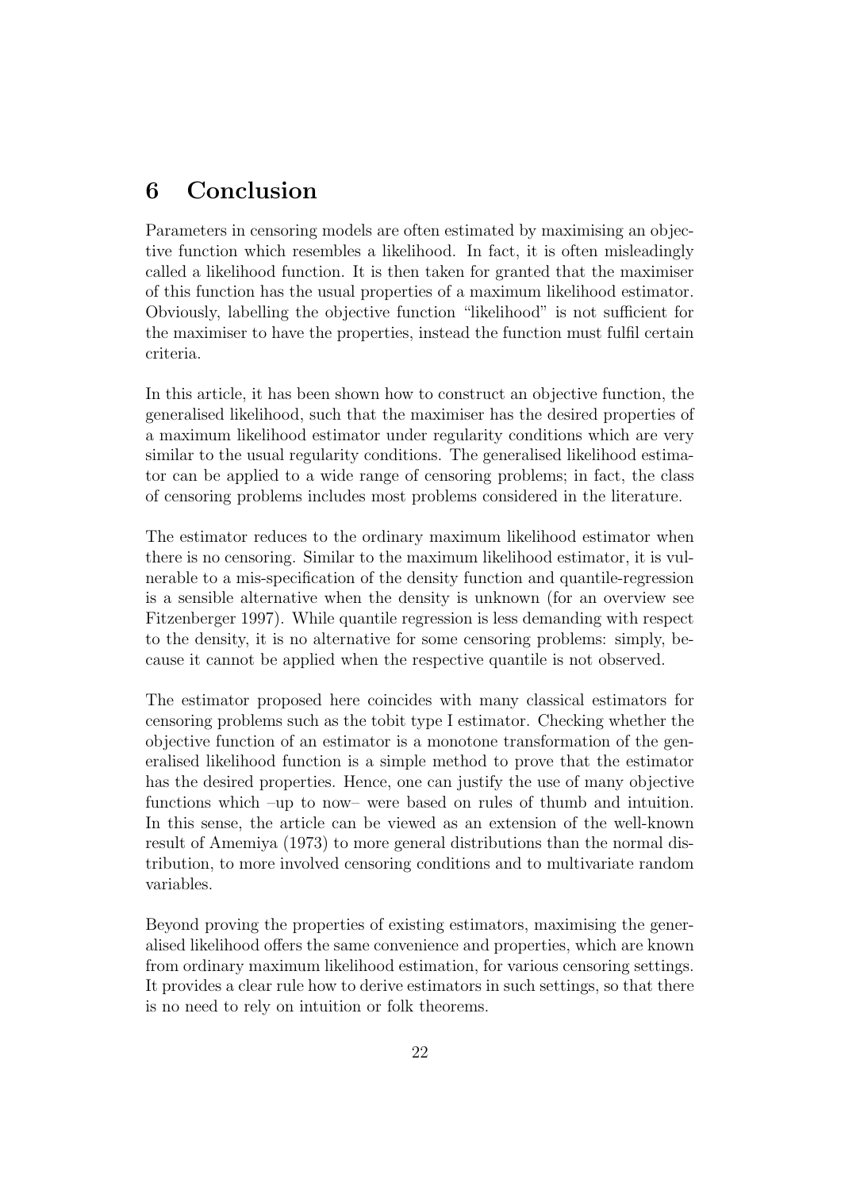# 6 Conclusion

Parameters in censoring models are often estimated by maximising an objective function which resembles a likelihood. In fact, it is often misleadingly called a likelihood function. It is then taken for granted that the maximiser of this function has the usual properties of a maximum likelihood estimator. Obviously, labelling the objective function "likelihood" is not sufficient for the maximiser to have the properties, instead the function must fulfil certain criteria.

In this article, it has been shown how to construct an objective function, the generalised likelihood, such that the maximiser has the desired properties of a maximum likelihood estimator under regularity conditions which are very similar to the usual regularity conditions. The generalised likelihood estimator can be applied to a wide range of censoring problems; in fact, the class of censoring problems includes most problems considered in the literature.

The estimator reduces to the ordinary maximum likelihood estimator when there is no censoring. Similar to the maximum likelihood estimator, it is vulnerable to a mis-specification of the density function and quantile-regression is a sensible alternative when the density is unknown (for an overview see Fitzenberger 1997). While quantile regression is less demanding with respect to the density, it is no alternative for some censoring problems: simply, because it cannot be applied when the respective quantile is not observed.

The estimator proposed here coincides with many classical estimators for censoring problems such as the tobit type I estimator. Checking whether the objective function of an estimator is a monotone transformation of the generalised likelihood function is a simple method to prove that the estimator has the desired properties. Hence, one can justify the use of many objective functions which –up to now– were based on rules of thumb and intuition. In this sense, the article can be viewed as an extension of the well-known result of Amemiya (1973) to more general distributions than the normal distribution, to more involved censoring conditions and to multivariate random variables.

Beyond proving the properties of existing estimators, maximising the generalised likelihood offers the same convenience and properties, which are known from ordinary maximum likelihood estimation, for various censoring settings. It provides a clear rule how to derive estimators in such settings, so that there is no need to rely on intuition or folk theorems.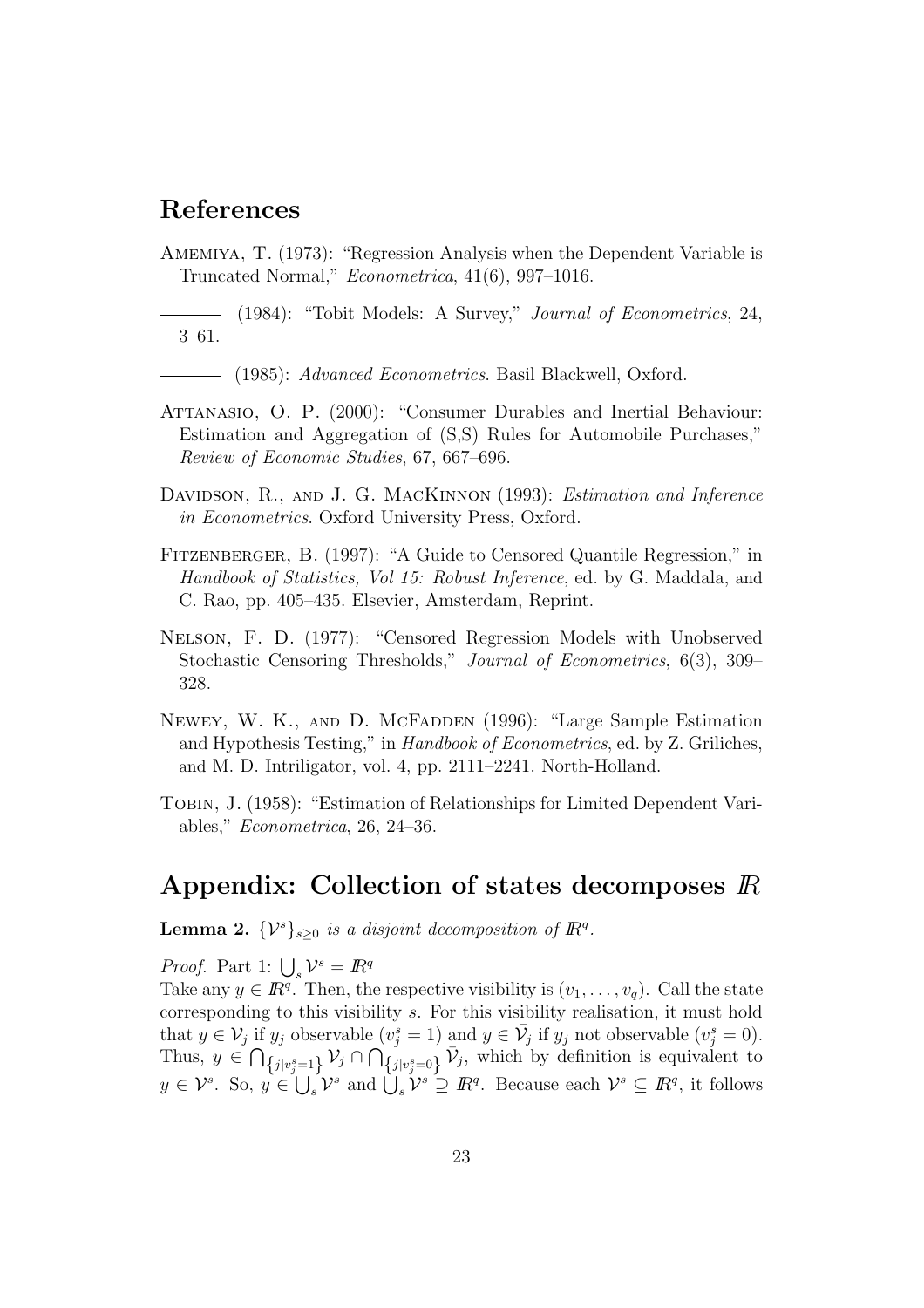# References

Amemiya, T. (1973): "Regression Analysis when the Dependent Variable is Truncated Normal," *Econometrica*, 41(6), 997–1016.

——— (1984): "Tobit Models: A Survey," *Journal of Econometrics*, 24, 3–61.

——— (1985): *Advanced Econometrics*. Basil Blackwell, Oxford.

Attanasio, O. P. (2000): "Consumer Durables and Inertial Behaviour: Estimation and Aggregation of (S,S) Rules for Automobile Purchases," *Review of Economic Studies*, 67, 667–696.

Davidson, R., and J. G. MacKinnon (1993): *Estimation and Inference in Econometrics*. Oxford University Press, Oxford.

Fitzenberger, B. (1997): "A Guide to Censored Quantile Regression," in *Handbook of Statistics, Vol 15: Robust Inference*, ed. by G. Maddala, and C. Rao, pp. 405–435. Elsevier, Amsterdam, Reprint.

Nelson, F. D. (1977): "Censored Regression Models with Unobserved Stochastic Censoring Thresholds," *Journal of Econometrics*, 6(3), 309–328.

Newey, W. K., and D. McFadden (1996): "Large Sample Estimation and Hypothesis Testing," in *Handbook of Econometrics*, ed. by Z. Griliches, and M. D. Intriligator, vol. 4, pp. 2111–2241. North-Holland.

Tobin, J. (1958): "Estimation of Relationships for Limited Dependent Variables," *Econometrica*, 26, 24–36.

# Appendix: Collection of states decomposes $I\!R$

**Lemma 2.** *$\{\mathcal{V}^s\}_{s\geq 0}$ is a disjoint decomposition of $I\!R^q$.*

*Proof.* Part 1: $\bigcup_s \mathcal{V}^s = I\!R^q$

Take any $y \in I\!R^q$. Then, the respective visibility is $(v_1, \ldots, v_q)$. Call the state corresponding to this visibility $s$. For this visibility realisation, it must hold that $y \in \mathcal{V}_j$ if $y_j$ observable ($v_j^s = 1$) and $y \in \bar{\mathcal{V}}_j$ if $y_j$ not observable ($v_j^s = 0$). Thus, $y \in \bigcap_{\{j|v_j^s=1\}} \mathcal{V}_j \cap \bigcap_{\{j|v_j^s=0\}} \bar{\mathcal{V}}_j$, which by definition is equivalent to $y \in \mathcal{V}^s$. So, $y \in \bigcup_s \mathcal{V}^s$ and $\bigcup_s \mathcal{V}^s \supseteq I\!R^q$. Because each $\mathcal{V}^s \subseteq I\!R^q$, it follows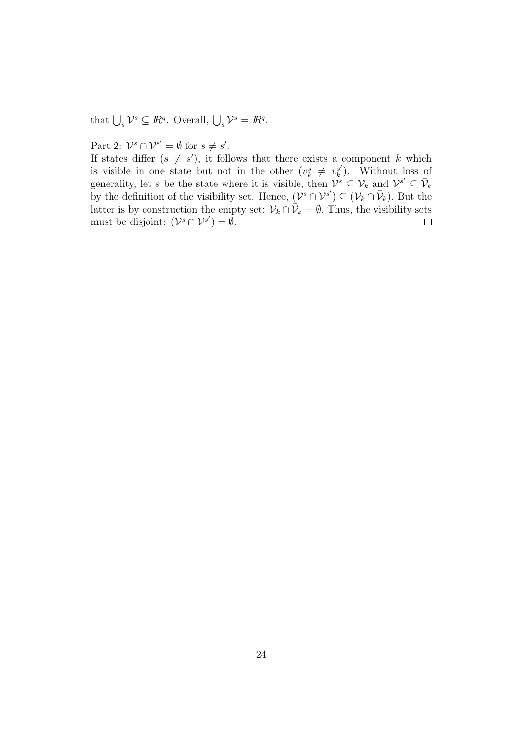that $\bigcup_s \mathcal{V}^s \subseteq I\!R^q$. Overall, $\bigcup_s \mathcal{V}^s = I\!R^q$.

Part 2: $\mathcal{V}^s \cap \mathcal{V}^{s'} = \emptyset$ for $s \neq s'$.
If states differ ($s \neq s'$), it follows that there exists a component $k$ which is visible in one state but not in the other ($v_k^s \neq v_k^{s'}$). Without loss of generality, let $s$ be the state where it is visible, then $\mathcal{V}^s \subseteq \mathcal{V}_k$ and $\mathcal{V}^{s'} \subseteq \bar{\mathcal{V}}_k$ by the definition of the visibility set. Hence, $(\mathcal{V}^s \cap \mathcal{V}^{s'}) \subseteq (\mathcal{V}_k \cap \bar{\mathcal{V}}_k)$. But the latter is by construction the empty set: $\mathcal{V}_k \cap \bar{\mathcal{V}}_k = \emptyset$. Thus, the visibility sets must be disjoint: $(\mathcal{V}^s \cap \mathcal{V}^{s'}) = \emptyset$. $\square$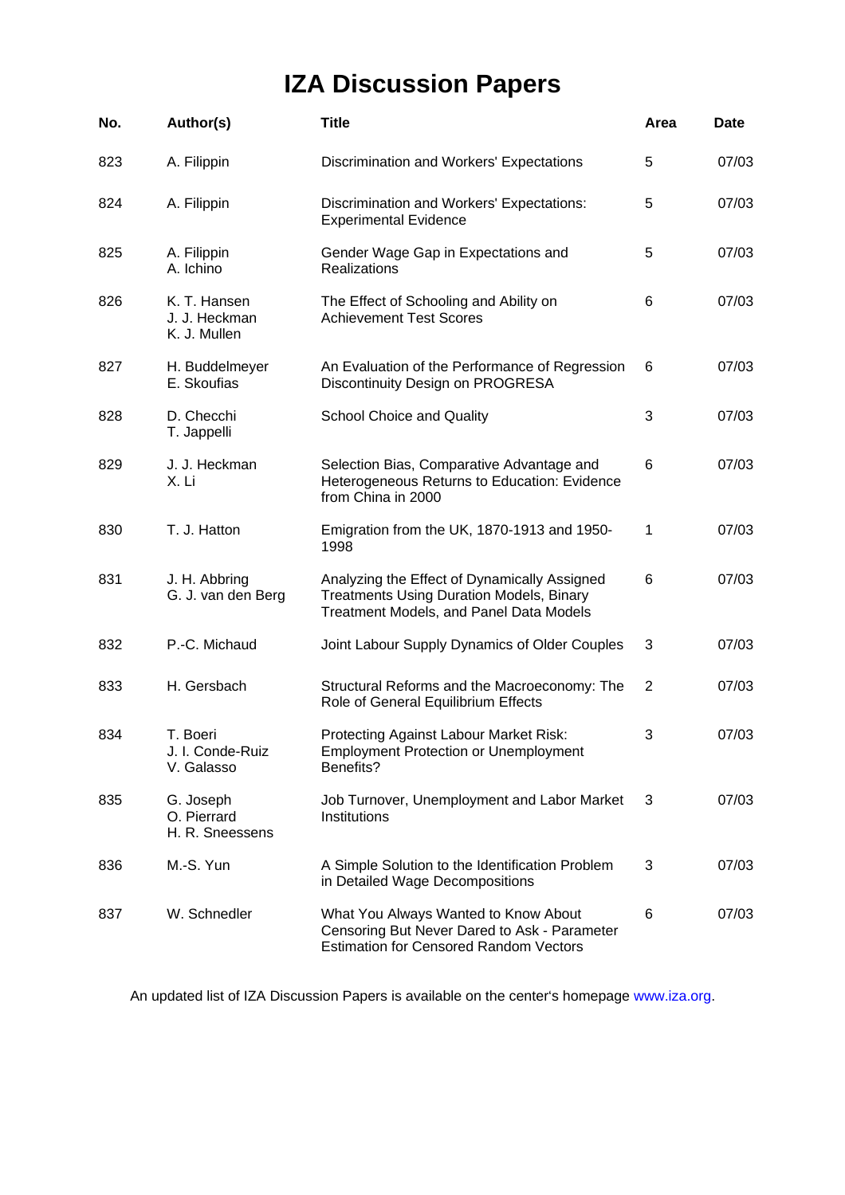# IZA Discussion Papers

| No. | Author(s) | Title | Area | Date |
|---|---|---|---|---|
| 823 | A. Filippin | Discrimination and Workers' Expectations | 5 | 07/03 |
| 824 | A. Filippin | Discrimination and Workers' Expectations: Experimental Evidence | 5 | 07/03 |
| 825 | A. Filippin<br>A. Ichino | Gender Wage Gap in Expectations and Realizations | 5 | 07/03 |
| 826 | K. T. Hansen<br>J. J. Heckman<br>K. J. Mullen | The Effect of Schooling and Ability on Achievement Test Scores | 6 | 07/03 |
| 827 | H. Buddelmeyer<br>E. Skoufias | An Evaluation of the Performance of Regression Discontinuity Design on PROGRESA | 6 | 07/03 |
| 828 | D. Checchi<br>T. Jappelli | School Choice and Quality | 3 | 07/03 |
| 829 | J. J. Heckman<br>X. Li | Selection Bias, Comparative Advantage and Heterogeneous Returns to Education: Evidence from China in 2000 | 6 | 07/03 |
| 830 | T. J. Hatton | Emigration from the UK, 1870-1913 and 1950-1998 | 1 | 07/03 |
| 831 | J. H. Abbring<br>G. J. van den Berg | Analyzing the Effect of Dynamically Assigned Treatments Using Duration Models, Binary Treatment Models, and Panel Data Models | 6 | 07/03 |
| 832 | P.-C. Michaud | Joint Labour Supply Dynamics of Older Couples | 3 | 07/03 |
| 833 | H. Gersbach | Structural Reforms and the Macroeconomy: The Role of General Equilibrium Effects | 2 | 07/03 |
| 834 | T. Boeri<br>J. I. Conde-Ruiz<br>V. Galasso | Protecting Against Labour Market Risk: Employment Protection or Unemployment Benefits? | 3 | 07/03 |
| 835 | G. Joseph<br>O. Pierrard<br>H. R. Sneessens | Job Turnover, Unemployment and Labor Market Institutions | 3 | 07/03 |
| 836 | M.-S. Yun | A Simple Solution to the Identification Problem in Detailed Wage Decompositions | 3 | 07/03 |
| 837 | W. Schnedler | What You Always Wanted to Know About Censoring But Never Dared to Ask - Parameter Estimation for Censored Random Vectors | 6 | 07/03 |

An updated list of IZA Discussion Papers is available on the center's homepage www.iza.org.